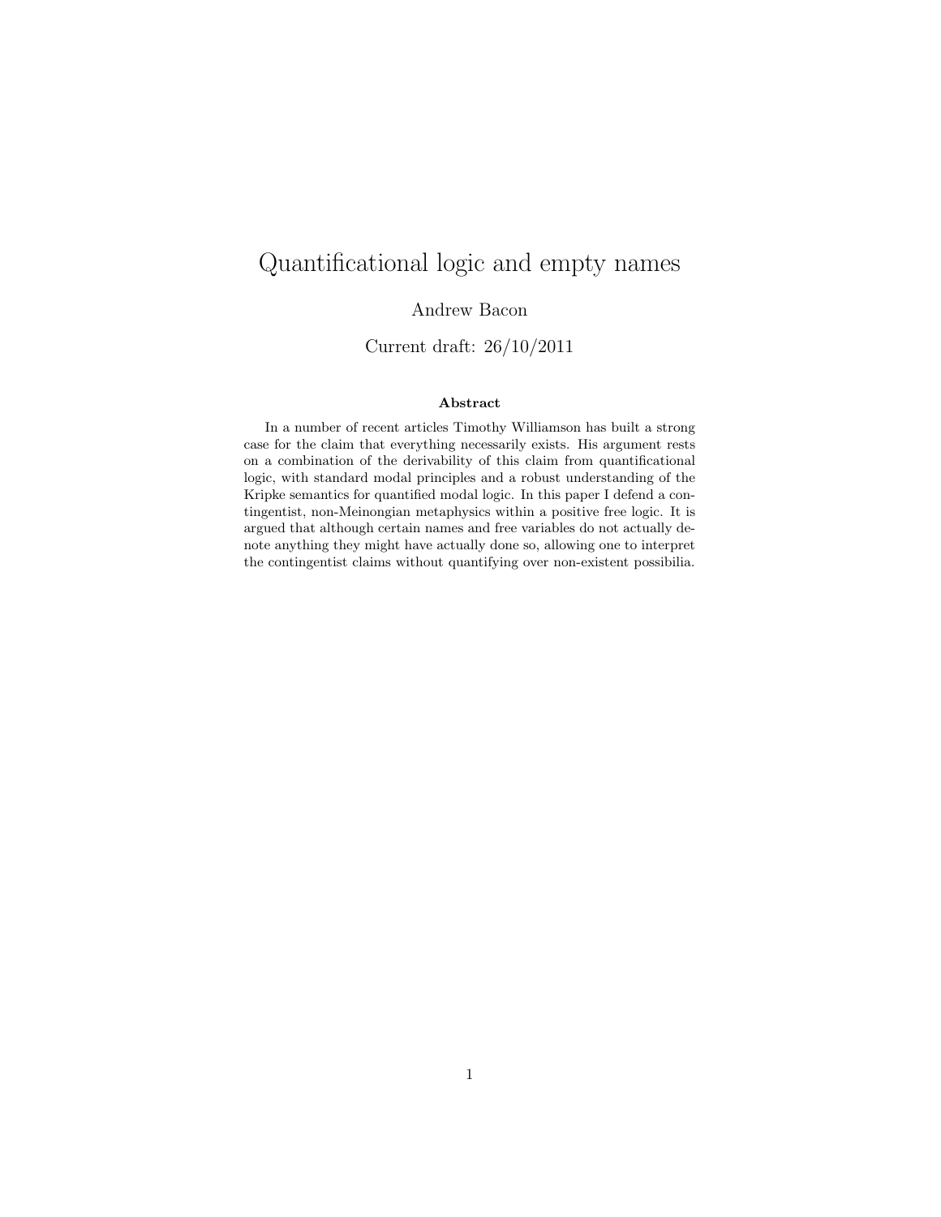# Quantificational logic and empty names

Andrew Bacon

Current draft: 26/10/2011

### Abstract

In a number of recent articles Timothy Williamson has built a strong case for the claim that everything necessarily exists. His argument rests on a combination of the derivability of this claim from quantificational logic, with standard modal principles and a robust understanding of the Kripke semantics for quantified modal logic. In this paper I defend a contingentist, non-Meinongian metaphysics within a positive free logic. It is argued that although certain names and free variables do not actually denote anything they might have actually done so, allowing one to interpret the contingentist claims without quantifying over non-existent possibilia.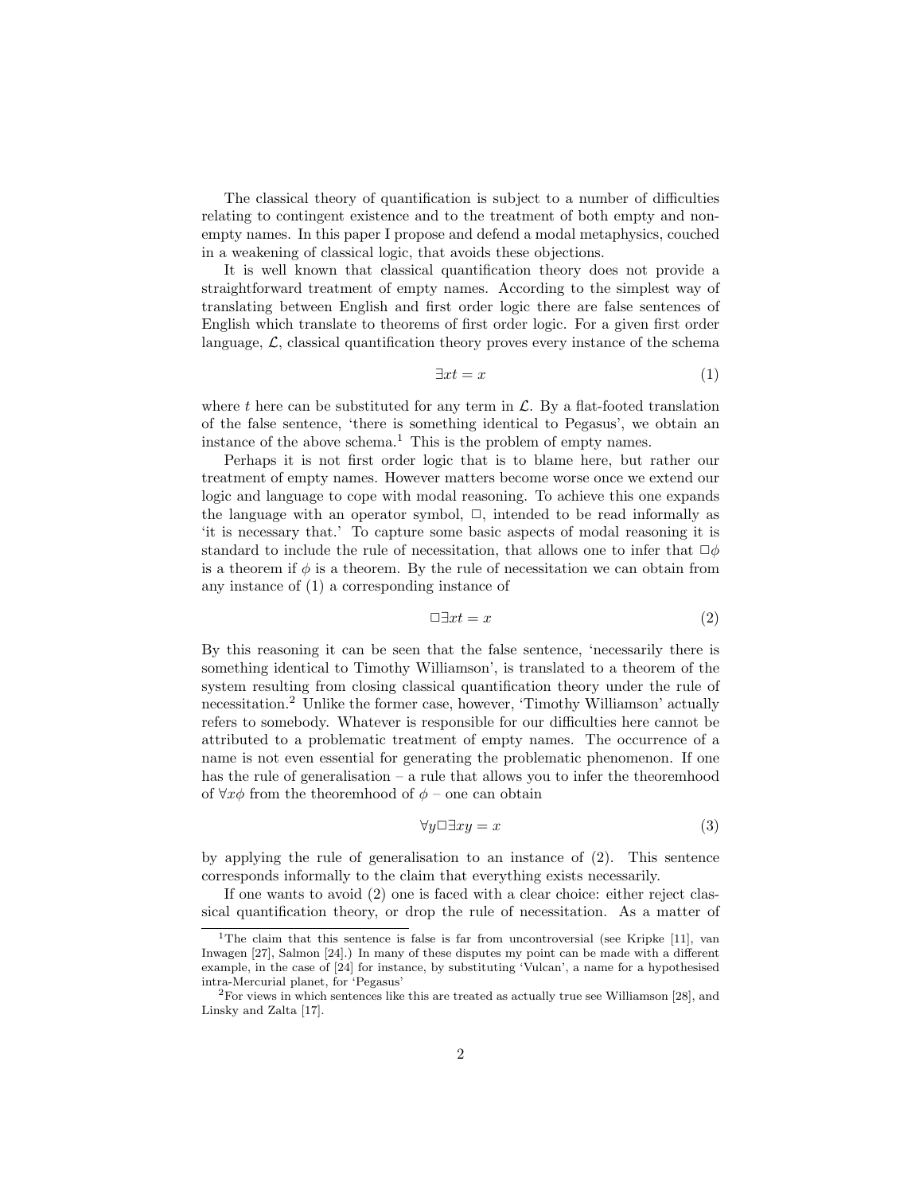The classical theory of quantification is subject to a number of difficulties relating to contingent existence and to the treatment of both empty and non-empty names. In this paper I propose and defend a modal metaphysics, couched in a weakening of classical logic, that avoids these objections.

It is well known that classical quantification theory does not provide a straightforward treatment of empty names. According to the simplest way of translating between English and first order logic there are false sentences of English which translate to theorems of first order logic. For a given first order language, $\mathcal{L}$, classical quantification theory proves every instance of the schema

$$\exists x t = x \tag{1}$$

where $t$ here can be substituted for any term in $\mathcal{L}$. By a flat-footed translation of the false sentence, 'there is something identical to Pegasus', we obtain an instance of the above schema.[1] This is the problem of empty names.

Perhaps it is not first order logic that is to blame here, but rather our treatment of empty names. However matters become worse once we extend our logic and language to cope with modal reasoning. To achieve this one expands the language with an operator symbol, $\Box$, intended to be read informally as 'it is necessary that.' To capture some basic aspects of modal reasoning it is standard to include the rule of necessitation, that allows one to infer that $\Box\phi$ is a theorem if $\phi$ is a theorem. By the rule of necessitation we can obtain from any instance of (1) a corresponding instance of

$$\Box\exists x t = x \tag{2}$$

By this reasoning it can be seen that the false sentence, 'necessarily there is something identical to Timothy Williamson', is translated to a theorem of the system resulting from closing classical quantification theory under the rule of necessitation.[2] Unlike the former case, however, 'Timothy Williamson' actually refers to somebody. Whatever is responsible for our difficulties here cannot be attributed to a problematic treatment of empty names. The occurrence of a name is not even essential for generating the problematic phenomenon. If one has the rule of generalisation – a rule that allows you to infer the theoremhood of $\forall x\phi$ from the theoremhood of $\phi$ – one can obtain

$$\forall y\Box\exists x y = x \tag{3}$$

by applying the rule of generalisation to an instance of (2). This sentence corresponds informally to the claim that everything exists necessarily.

If one wants to avoid (2) one is faced with a clear choice: either reject classical quantification theory, or drop the rule of necessitation. As a matter of

[1] The claim that this sentence is false is far from uncontroversial (see Kripke [11], van Inwagen [27], Salmon [24].) In many of these disputes my point can be made with a different example, in the case of [24] for instance, by substituting 'Vulcan', a name for a hypothesised intra-Mercurial planet, for 'Pegasus'

[2] For views in which sentences like this are treated as actually true see Williamson [28], and Linsky and Zalta [17].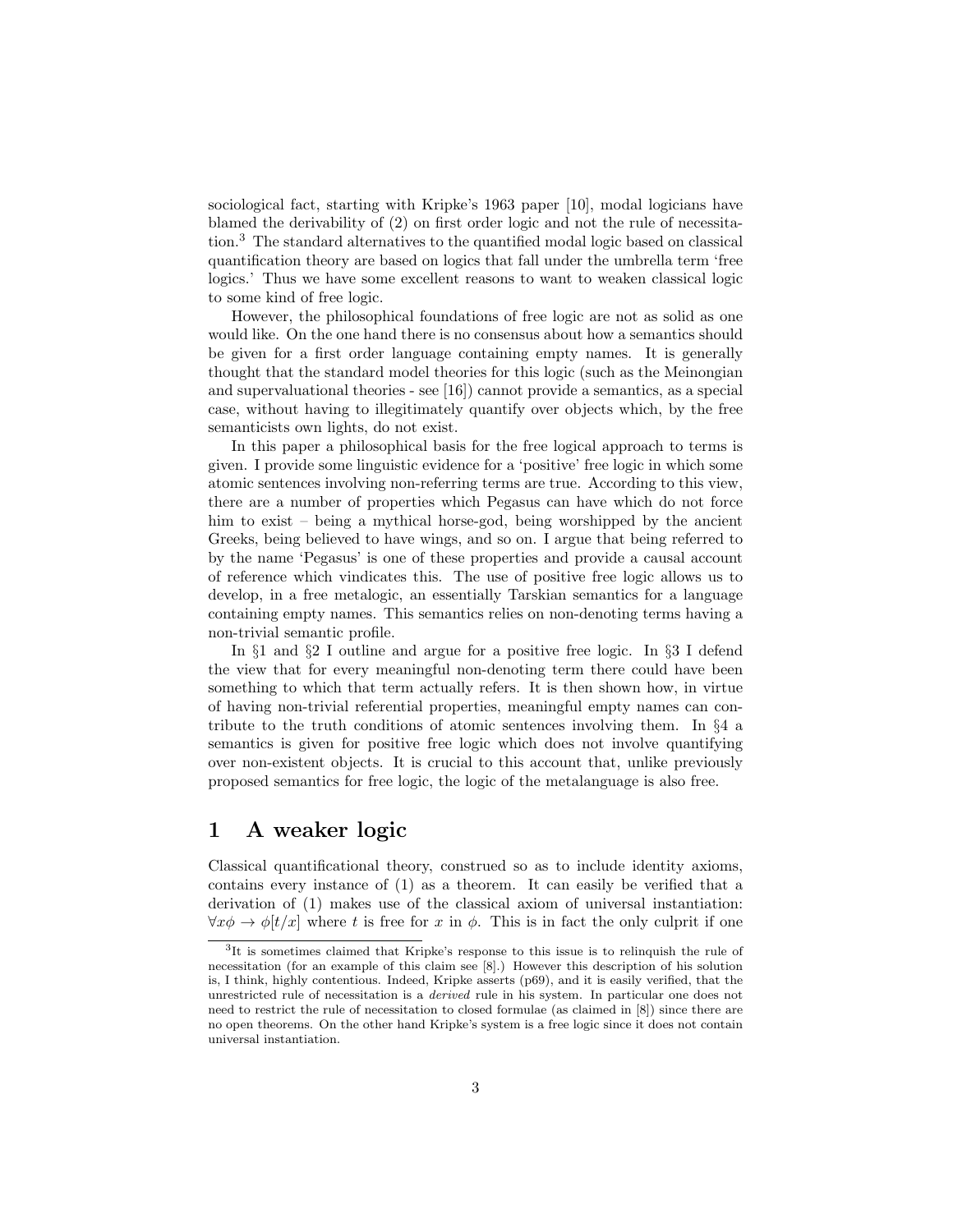sociological fact, starting with Kripke's 1963 paper [10], modal logicians have blamed the derivability of (2) on first order logic and not the rule of necessitation.[3] The standard alternatives to the quantified modal logic based on classical quantification theory are based on logics that fall under the umbrella term 'free logics.' Thus we have some excellent reasons to want to weaken classical logic to some kind of free logic.

However, the philosophical foundations of free logic are not as solid as one would like. On the one hand there is no consensus about how a semantics should be given for a first order language containing empty names. It is generally thought that the standard model theories for this logic (such as the Meinongian and supervaluational theories - see [16]) cannot provide a semantics, as a special case, without having to illegitimately quantify over objects which, by the free semanticists own lights, do not exist.

In this paper a philosophical basis for the free logical approach to terms is given. I provide some linguistic evidence for a 'positive' free logic in which some atomic sentences involving non-referring terms are true. According to this view, there are a number of properties which Pegasus can have which do not force him to exist – being a mythical horse-god, being worshipped by the ancient Greeks, being believed to have wings, and so on. I argue that being referred to by the name 'Pegasus' is one of these properties and provide a causal account of reference which vindicates this. The use of positive free logic allows us to develop, in a free metalogic, an essentially Tarskian semantics for a language containing empty names. This semantics relies on non-denoting terms having a non-trivial semantic profile.

In §1 and §2 I outline and argue for a positive free logic. In §3 I defend the view that for every meaningful non-denoting term there could have been something to which that term actually refers. It is then shown how, in virtue of having non-trivial referential properties, meaningful empty names can contribute to the truth conditions of atomic sentences involving them. In §4 a semantics is given for positive free logic which does not involve quantifying over non-existent objects. It is crucial to this account that, unlike previously proposed semantics for free logic, the logic of the metalanguage is also free.

## 1 A weaker logic

Classical quantificational theory, construed so as to include identity axioms, contains every instance of (1) as a theorem. It can easily be verified that a derivation of (1) makes use of the classical axiom of universal instantiation: $\forall x\phi \rightarrow \phi[t/x]$ where $t$ is free for $x$ in $\phi$. This is in fact the only culprit if one

[3] It is sometimes claimed that Kripke's response to this issue is to relinquish the rule of necessitation (for an example of this claim see [8].) However this description of his solution is, I think, highly contentious. Indeed, Kripke asserts (p69), and it is easily verified, that the unrestricted rule of necessitation is a *derived* rule in his system. In particular one does not need to restrict the rule of necessitation to closed formulae (as claimed in [8]) since there are no open theorems. On the other hand Kripke's system is a free logic since it does not contain universal instantiation.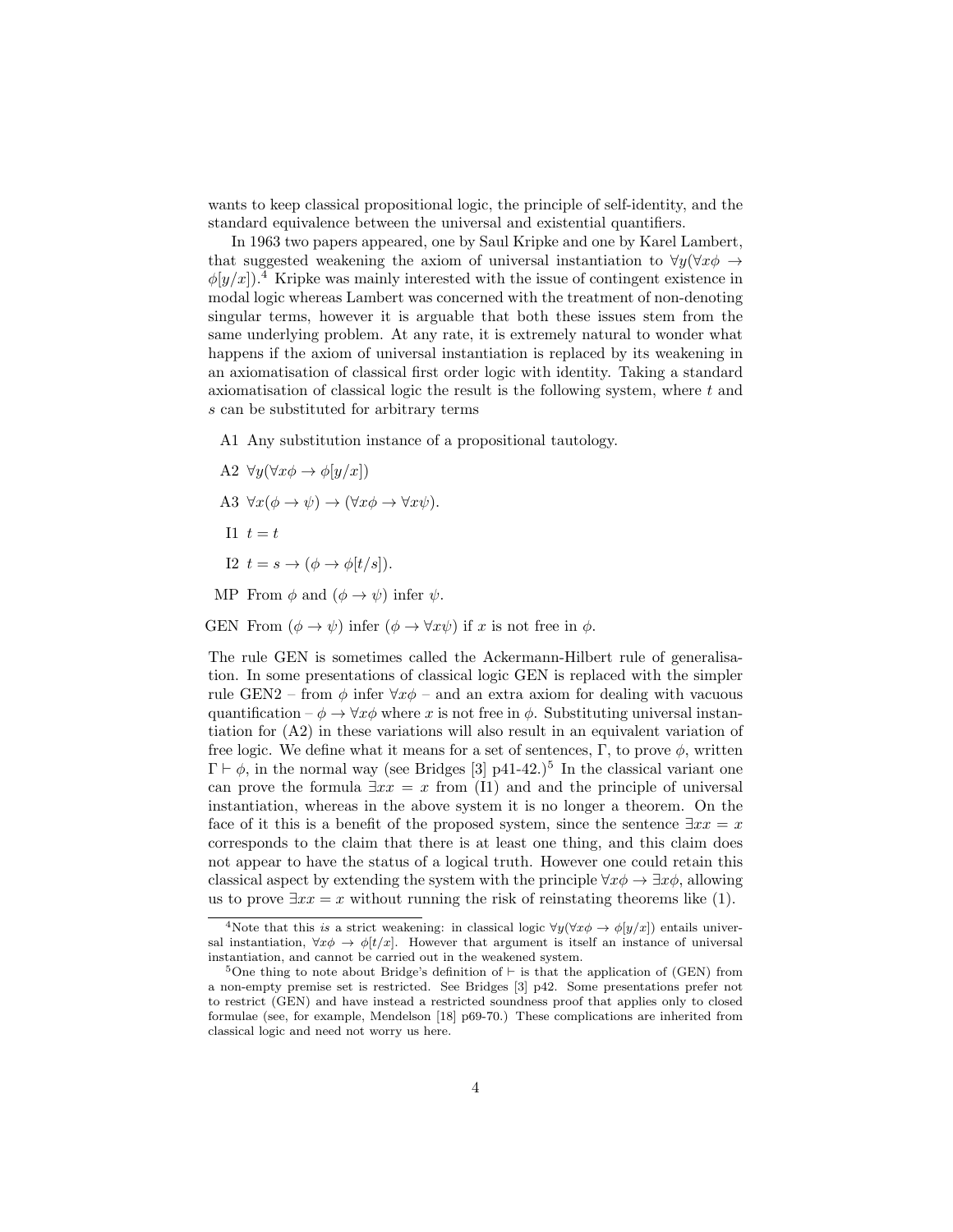wants to keep classical propositional logic, the principle of self-identity, and the standard equivalence between the universal and existential quantifiers.

In 1963 two papers appeared, one by Saul Kripke and one by Karel Lambert, that suggested weakening the axiom of universal instantiation to $\forall y(\forall x\phi \rightarrow \phi[y/x])$.[4] Kripke was mainly interested with the issue of contingent existence in modal logic whereas Lambert was concerned with the treatment of non-denoting singular terms, however it is arguable that both these issues stem from the same underlying problem. At any rate, it is extremely natural to wonder what happens if the axiom of universal instantiation is replaced by its weakening in an axiomatisation of classical first order logic with identity. Taking a standard axiomatisation of classical logic the result is the following system, where $t$ and $s$ can be substituted for arbitrary terms

- A1 Any substitution instance of a propositional tautology.
- A2 $\forall y(\forall x\phi \rightarrow \phi[y/x])$
- A3 $\forall x(\phi \rightarrow \psi) \rightarrow (\forall x\phi \rightarrow \forall x\psi)$.
- I1 $t = t$
- I2 $t = s \rightarrow (\phi \rightarrow \phi[t/s])$.
- MP From $\phi$ and $(\phi \rightarrow \psi)$ infer $\psi$.
- GEN From $(\phi \rightarrow \psi)$ infer $(\phi \rightarrow \forall x\psi)$ if $x$ is not free in $\phi$.

The rule GEN is sometimes called the Ackermann-Hilbert rule of generalisation. In some presentations of classical logic GEN is replaced with the simpler rule GEN2 – from $\phi$ infer $\forall x\phi$ – and an extra axiom for dealing with vacuous quantification – $\phi \rightarrow \forall x\phi$ where $x$ is not free in $\phi$. Substituting universal instantiation for (A2) in these variations will also result in an equivalent variation of free logic. We define what it means for a set of sentences, $\Gamma$, to prove $\phi$, written $\Gamma \vdash \phi$, in the normal way (see Bridges [3] p41-42.)[5] In the classical variant one can prove the formula $\exists x x = x$ from (I1) and and the principle of universal instantiation, whereas in the above system it is no longer a theorem. On the face of it this is a benefit of the proposed system, since the sentence $\exists x x = x$ corresponds to the claim that there is at least one thing, and this claim does not appear to have the status of a logical truth. However one could retain this classical aspect by extending the system with the principle $\forall x\phi \rightarrow \exists x\phi$, allowing us to prove $\exists x x = x$ without running the risk of reinstating theorems like (1).

[4] Note that this *is* a strict weakening: in classical logic $\forall y(\forall x\phi \rightarrow \phi[y/x])$ entails universal instantiation, $\forall x\phi \rightarrow \phi[t/x]$. However that argument is itself an instance of universal instantiation, and cannot be carried out in the weakened system.

[5] One thing to note about Bridge's definition of $\vdash$ is that the application of (GEN) from a non-empty premise set is restricted. See Bridges [3] p42. Some presentations prefer not to restrict (GEN) and have instead a restricted soundness proof that applies only to closed formulae (see, for example, Mendelson [18] p69-70.) These complications are inherited from classical logic and need not worry us here.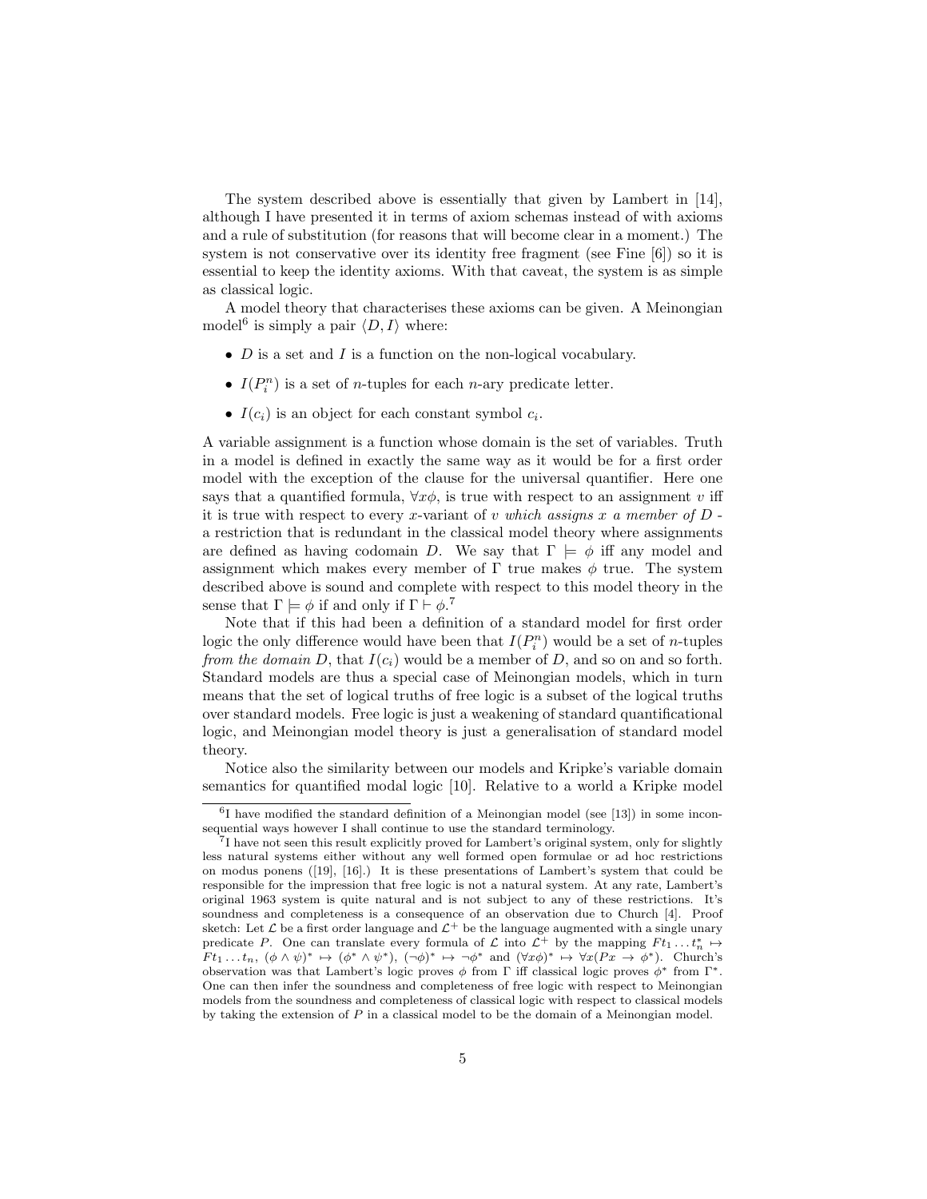The system described above is essentially that given by Lambert in [14], although I have presented it in terms of axiom schemas instead of with axioms and a rule of substitution (for reasons that will become clear in a moment.) The system is not conservative over its identity free fragment (see Fine [6]) so it is essential to keep the identity axioms. With that caveat, the system is as simple as classical logic.

A model theory that characterises these axioms can be given. A Meinongian model[6] is simply a pair $\langle D, I \rangle$ where:

- $D$ is a set and $I$ is a function on the non-logical vocabulary.
- $I(P_i^n)$ is a set of $n$-tuples for each $n$-ary predicate letter.
- $I(c_i)$ is an object for each constant symbol $c_i$.

A variable assignment is a function whose domain is the set of variables. Truth in a model is defined in exactly the same way as it would be for a first order model with the exception of the clause for the universal quantifier. Here one says that a quantified formula, $\forall x\phi$, is true with respect to an assignment $v$ iff it is true with respect to every $x$-variant of $v$ *which assigns $x$ a member of $D$* - a restriction that is redundant in the classical model theory where assignments are defined as having codomain $D$. We say that $\Gamma \models \phi$ iff any model and assignment which makes every member of $\Gamma$ true makes $\phi$ true. The system described above is sound and complete with respect to this model theory in the sense that $\Gamma \models \phi$ if and only if $\Gamma \vdash \phi$.[7]

Note that if this had been a definition of a standard model for first order logic the only difference would have been that $I(P_i^n)$ would be a set of $n$-tuples *from the domain $D$*, that $I(c_i)$ would be a member of $D$, and so on and so forth. Standard models are thus a special case of Meinongian models, which in turn means that the set of logical truths of free logic is a subset of the logical truths over standard models. Free logic is just a weakening of standard quantificational logic, and Meinongian model theory is just a generalisation of standard model theory.

Notice also the similarity between our models and Kripke's variable domain semantics for quantified modal logic [10]. Relative to a world a Kripke model

---

[6] I have modified the standard definition of a Meinongian model (see [13]) in some inconsequential ways however I shall continue to use the standard terminology.

[7] I have not seen this result explicitly proved for Lambert's original system, only for slightly less natural systems either without any well formed open formulae or ad hoc restrictions on modus ponens ([19], [16].) It is these presentations of Lambert's system that could be responsible for the impression that free logic is not a natural system. At any rate, Lambert's original 1963 system is quite natural and is not subject to any of these restrictions. It's soundness and completeness is a consequence of an observation due to Church [4]. Proof sketch: Let $\mathcal{L}$ be a first order language and $\mathcal{L}^+$ be the language augmented with a single unary predicate $P$. One can translate every formula of $\mathcal{L}$ into $\mathcal{L}^+$ by the mapping $Ft_1 \ldots t_n^* \mapsto Ft_1 \ldots t_n$, $(\phi \wedge \psi)^* \mapsto (\phi^* \wedge \psi^*)$, $(\neg\phi)^* \mapsto \neg\phi^*$ and $(\forall x\phi)^* \mapsto \forall x(Px \to \phi^*)$. Church's observation was that Lambert's logic proves $\phi$ from $\Gamma$ iff classical logic proves $\phi^*$ from $\Gamma^*$. One can then infer the soundness and completeness of free logic with respect to Meinongian models from the soundness and completeness of classical logic with respect to classical models by taking the extension of $P$ in a classical model to be the domain of a Meinongian model.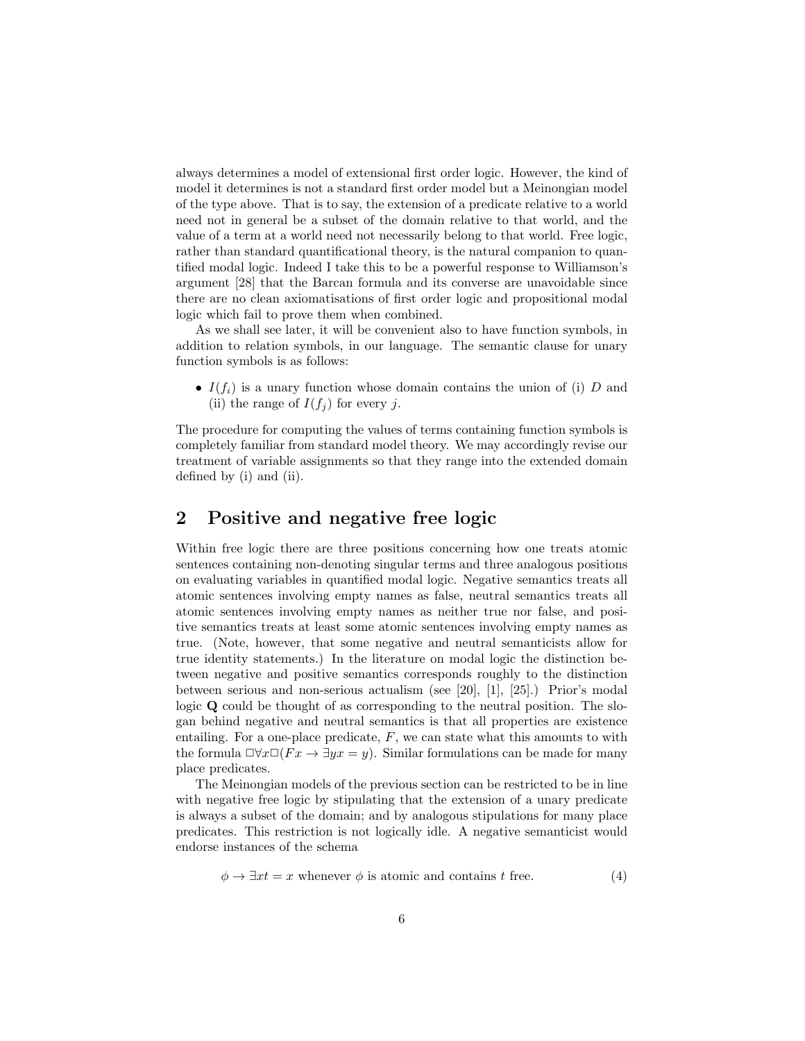always determines a model of extensional first order logic. However, the kind of model it determines is not a standard first order model but a Meinongian model of the type above. That is to say, the extension of a predicate relative to a world need not in general be a subset of the domain relative to that world, and the value of a term at a world need not necessarily belong to that world. Free logic, rather than standard quantificational theory, is the natural companion to quantified modal logic. Indeed I take this to be a powerful response to Williamson's argument [28] that the Barcan formula and its converse are unavoidable since there are no clean axiomatisations of first order logic and propositional modal logic which fail to prove them when combined.

As we shall see later, it will be convenient also to have function symbols, in addition to relation symbols, in our language. The semantic clause for unary function symbols is as follows:

- $I(f_i)$ is a unary function whose domain contains the union of (i) $D$ and (ii) the range of $I(f_j)$ for every $j$.

The procedure for computing the values of terms containing function symbols is completely familiar from standard model theory. We may accordingly revise our treatment of variable assignments so that they range into the extended domain defined by (i) and (ii).

## 2 Positive and negative free logic

Within free logic there are three positions concerning how one treats atomic sentences containing non-denoting singular terms and three analogous positions on evaluating variables in quantified modal logic. Negative semantics treats all atomic sentences involving empty names as false, neutral semantics treats all atomic sentences involving empty names as neither true nor false, and positive semantics treats at least some atomic sentences involving empty names as true. (Note, however, that some negative and neutral semanticists allow for true identity statements.) In the literature on modal logic the distinction between negative and positive semantics corresponds roughly to the distinction between serious and non-serious actualism (see [20], [1], [25].) Prior's modal logic **Q** could be thought of as corresponding to the neutral position. The slogan behind negative and neutral semantics is that all properties are existence entailing. For a one-place predicate, $F$, we can state what this amounts to with the formula $\Box\forall x\Box(Fx \rightarrow \exists y x = y)$. Similar formulations can be made for many place predicates.

The Meinongian models of the previous section can be restricted to be in line with negative free logic by stipulating that the extension of a unary predicate is always a subset of the domain; and by analogous stipulations for many place predicates. This restriction is not logically idle. A negative semanticist would endorse instances of the schema

$$\phi \rightarrow \exists x t = x \text{ whenever } \phi \text{ is atomic and contains } t \text{ free.} \tag{4}$$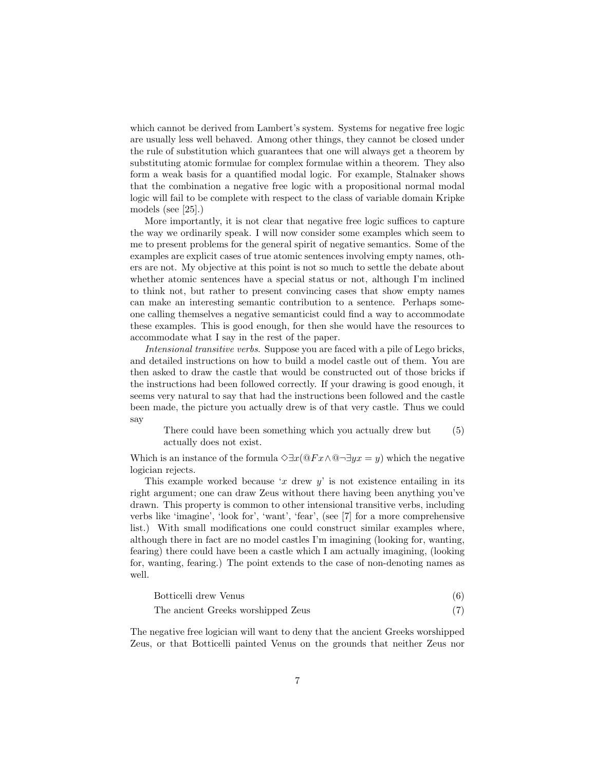which cannot be derived from Lambert's system. Systems for negative free logic are usually less well behaved. Among other things, they cannot be closed under the rule of substitution which guarantees that one will always get a theorem by substituting atomic formulae for complex formulae within a theorem. They also form a weak basis for a quantified modal logic. For example, Stalnaker shows that the combination a negative free logic with a propositional normal modal logic will fail to be complete with respect to the class of variable domain Kripke models (see [25].)

More importantly, it is not clear that negative free logic suffices to capture the way we ordinarily speak. I will now consider some examples which seem to me to present problems for the general spirit of negative semantics. Some of the examples are explicit cases of true atomic sentences involving empty names, others are not. My objective at this point is not so much to settle the debate about whether atomic sentences have a special status or not, although I'm inclined to think not, but rather to present convincing cases that show empty names can make an interesting semantic contribution to a sentence. Perhaps someone calling themselves a negative semanticist could find a way to accommodate these examples. This is good enough, for then she would have the resources to accommodate what I say in the rest of the paper.

*Intensional transitive verbs.* Suppose you are faced with a pile of Lego bricks, and detailed instructions on how to build a model castle out of them. You are then asked to draw the castle that would be constructed out of those bricks if the instructions had been followed correctly. If your drawing is good enough, it seems very natural to say that had the instructions been followed and the castle been made, the picture you actually drew is of that very castle. Thus we could say

> There could have been something which you actually drew but actually does not exist. (5)

Which is an instance of the formula $\Diamond\exists x(@Fx \wedge @\neg\exists y x = y)$ which the negative logician rejects.

This example worked because '$x$ drew $y$' is not existence entailing in its right argument; one can draw Zeus without there having been anything you've drawn. This property is common to other intensional transitive verbs, including verbs like 'imagine', 'look for', 'want', 'fear', (see [7] for a more comprehensive list.) With small modifications one could construct similar examples where, although there in fact are no model castles I'm imagining (looking for, wanting, fearing) there could have been a castle which I am actually imagining, (looking for, wanting, fearing.) The point extends to the case of non-denoting names as well.

> Botticelli drew Venus (6)
>
> The ancient Greeks worshipped Zeus (7)

The negative free logician will want to deny that the ancient Greeks worshipped Zeus, or that Botticelli painted Venus on the grounds that neither Zeus nor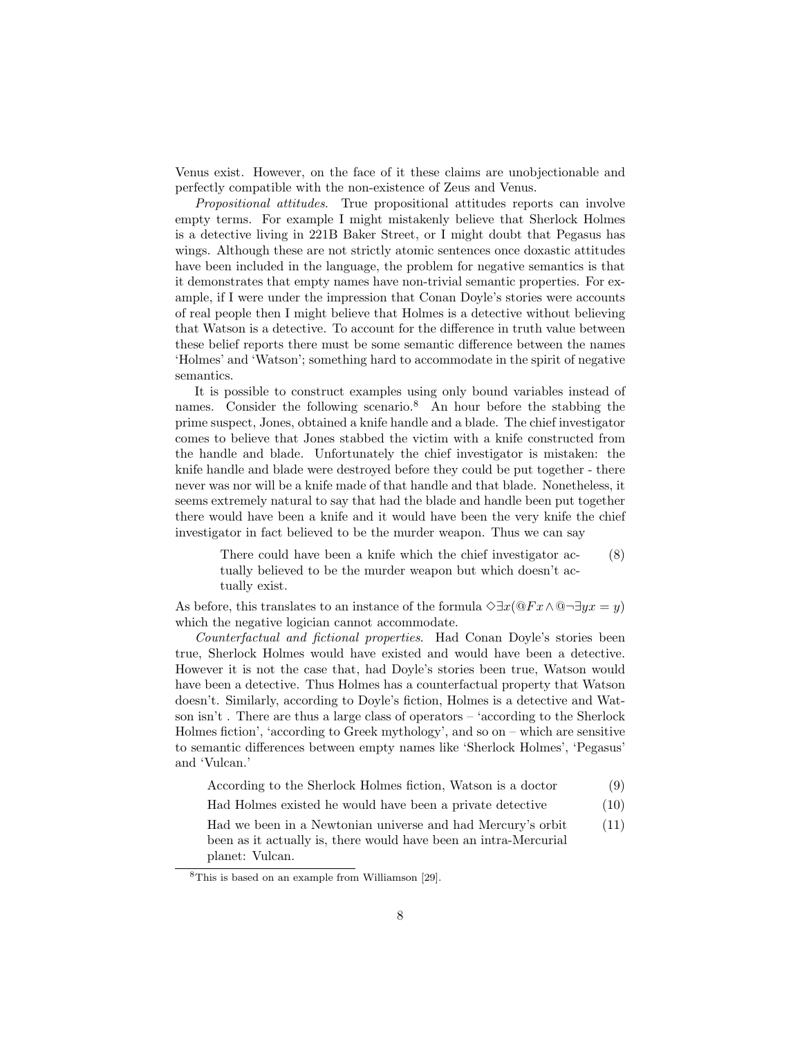Venus exist. However, on the face of it these claims are unobjectionable and perfectly compatible with the non-existence of Zeus and Venus.

*Propositional attitudes*. True propositional attitudes reports can involve empty terms. For example I might mistakenly believe that Sherlock Holmes is a detective living in 221B Baker Street, or I might doubt that Pegasus has wings. Although these are not strictly atomic sentences once doxastic attitudes have been included in the language, the problem for negative semantics is that it demonstrates that empty names have non-trivial semantic properties. For example, if I were under the impression that Conan Doyle's stories were accounts of real people then I might believe that Holmes is a detective without believing that Watson is a detective. To account for the difference in truth value between these belief reports there must be some semantic difference between the names 'Holmes' and 'Watson'; something hard to accommodate in the spirit of negative semantics.

It is possible to construct examples using only bound variables instead of names. Consider the following scenario.[8] An hour before the stabbing the prime suspect, Jones, obtained a knife handle and a blade. The chief investigator comes to believe that Jones stabbed the victim with a knife constructed from the handle and blade. Unfortunately the chief investigator is mistaken: the knife handle and blade were destroyed before they could be put together - there never was nor will be a knife made of that handle and that blade. Nonetheless, it seems extremely natural to say that had the blade and handle been put together there would have been a knife and it would have been the very knife the chief investigator in fact believed to be the murder weapon. Thus we can say

> There could have been a knife which the chief investigator actually believed to be the murder weapon but which doesn't actually exist. (8)

As before, this translates to an instance of the formula $\Diamond\exists x(@Fx \wedge @\neg\exists y x = y)$ which the negative logician cannot accommodate.

*Counterfactual and fictional properties*. Had Conan Doyle's stories been true, Sherlock Holmes would have existed and would have been a detective. However it is not the case that, had Doyle's stories been true, Watson would have been a detective. Thus Holmes has a counterfactual property that Watson doesn't. Similarly, according to Doyle's fiction, Holmes is a detective and Watson isn't . There are thus a large class of operators – 'according to the Sherlock Holmes fiction', 'according to Greek mythology', and so on – which are sensitive to semantic differences between empty names like 'Sherlock Holmes', 'Pegasus' and 'Vulcan.'

> According to the Sherlock Holmes fiction, Watson is a doctor (9)
>
> Had Holmes existed he would have been a private detective (10)
>
> Had we been in a Newtonian universe and had Mercury's orbit been as it actually is, there would have been an intra-Mercurial planet: Vulcan. (11)

[8] This is based on an example from Williamson [29].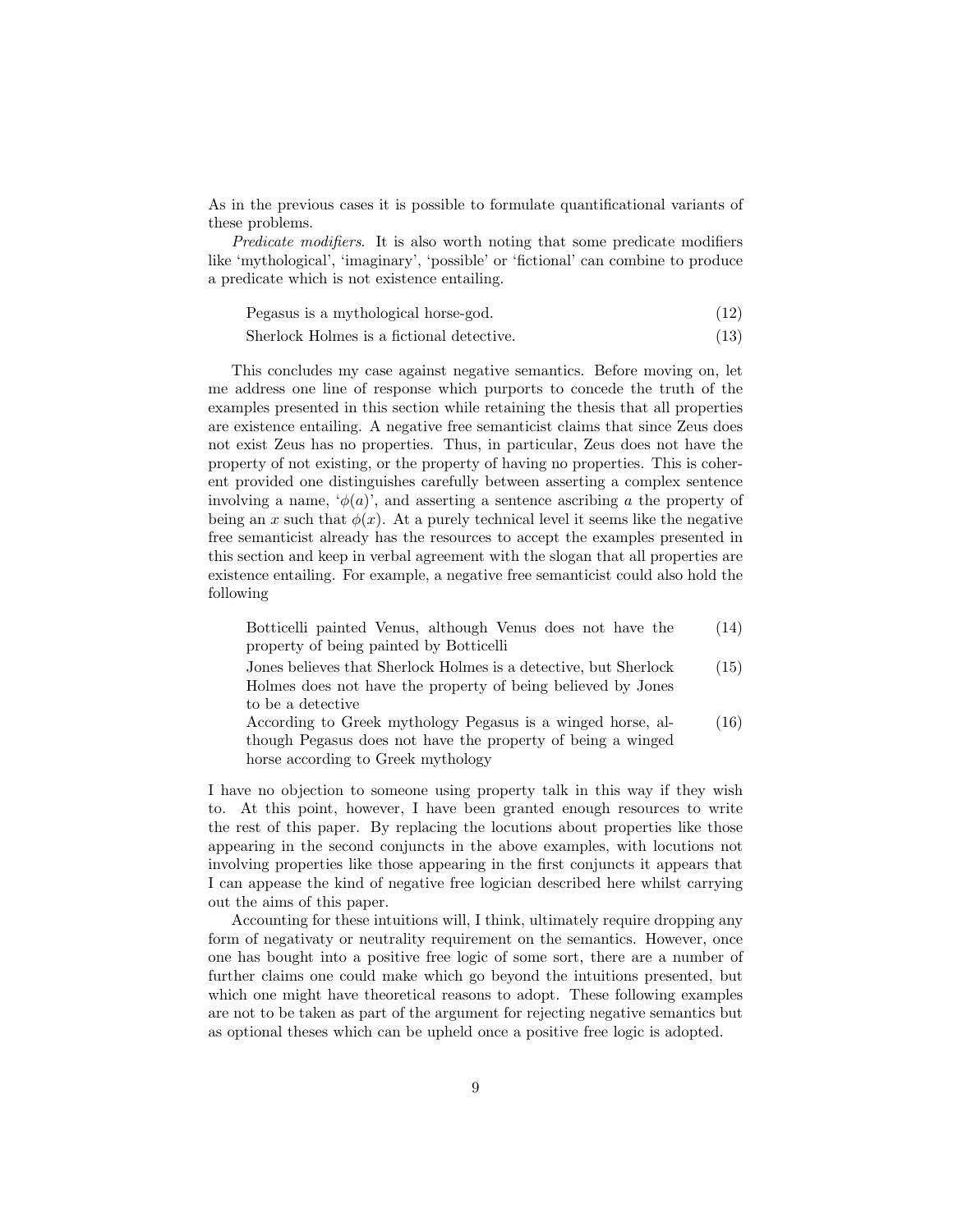As in the previous cases it is possible to formulate quantificational variants of these problems.

*Predicate modifiers*. It is also worth noting that some predicate modifiers like 'mythological', 'imaginary', 'possible' or 'fictional' can combine to produce a predicate which is not existence entailing.

> Pegasus is a mythological horse-god. (12)
>
> Sherlock Holmes is a fictional detective. (13)

This concludes my case against negative semantics. Before moving on, let me address one line of response which purports to concede the truth of the examples presented in this section while retaining the thesis that all properties are existence entailing. A negative free semanticist claims that since Zeus does not exist Zeus has no properties. Thus, in particular, Zeus does not have the property of not existing, or the property of having no properties. This is coherent provided one distinguishes carefully between asserting a complex sentence involving a name, '$\phi(a)$', and asserting a sentence ascribing $a$ the property of being an $x$ such that $\phi(x)$. At a purely technical level it seems like the negative free semanticist already has the resources to accept the examples presented in this section and keep in verbal agreement with the slogan that all properties are existence entailing. For example, a negative free semanticist could also hold the following

> Botticelli painted Venus, although Venus does not have the property of being painted by Botticelli (14)
>
> Jones believes that Sherlock Holmes is a detective, but Sherlock Holmes does not have the property of being believed by Jones to be a detective (15)
>
> According to Greek mythology Pegasus is a winged horse, although Pegasus does not have the property of being a winged horse according to Greek mythology (16)

I have no objection to someone using property talk in this way if they wish to. At this point, however, I have been granted enough resources to write the rest of this paper. By replacing the locutions about properties like those appearing in the second conjuncts in the above examples, with locutions not involving properties like those appearing in the first conjuncts it appears that I can appease the kind of negative free logician described here whilst carrying out the aims of this paper.

Accounting for these intuitions will, I think, ultimately require dropping any form of negativaty or neutrality requirement on the semantics. However, once one has bought into a positive free logic of some sort, there are a number of further claims one could make which go beyond the intuitions presented, but which one might have theoretical reasons to adopt. These following examples are not to be taken as part of the argument for rejecting negative semantics but as optional theses which can be upheld once a positive free logic is adopted.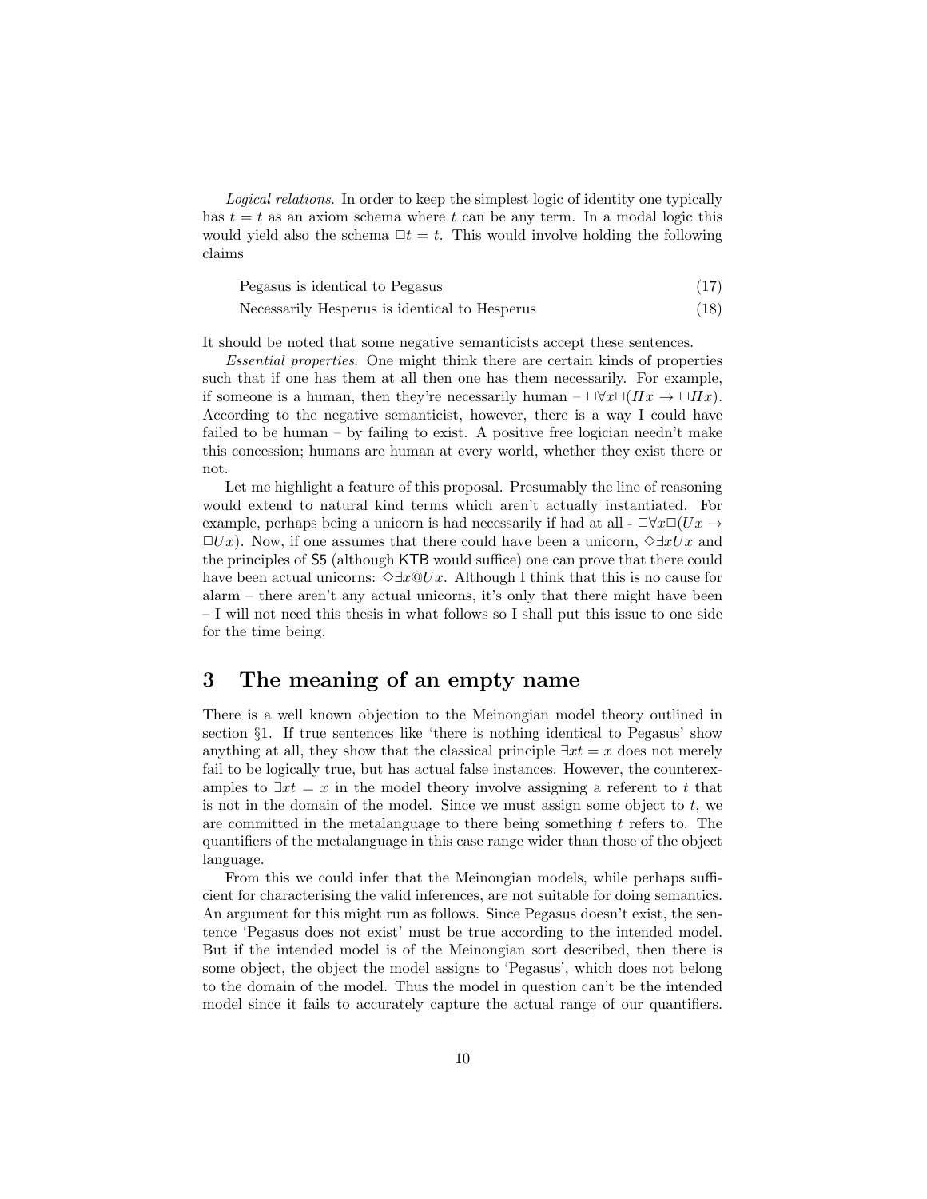*Logical relations*. In order to keep the simplest logic of identity one typically has $t = t$ as an axiom schema where $t$ can be any term. In a modal logic this would yield also the schema $\Box t = t$. This would involve holding the following claims

Pegasus is identical to Pegasus (17)

Necessarily Hesperus is identical to Hesperus (18)

It should be noted that some negative semanticists accept these sentences.

*Essential properties*. One might think there are certain kinds of properties such that if one has them at all then one has them necessarily. For example, if someone is a human, then they're necessarily human – $\Box\forall x\Box(Hx \rightarrow \Box Hx)$. According to the negative semanticist, however, there is a way I could have failed to be human – by failing to exist. A positive free logician needn't make this concession; humans are human at every world, whether they exist there or not.

Let me highlight a feature of this proposal. Presumably the line of reasoning would extend to natural kind terms which aren't actually instantiated. For example, perhaps being a unicorn is had necessarily if had at all - $\Box\forall x\Box(Ux \rightarrow \Box Ux)$. Now, if one assumes that there could have been a unicorn, $\Diamond\exists x Ux$ and the principles of S5 (although KTB would suffice) one can prove that there could have been actual unicorns: $\Diamond\exists x@Ux$. Although I think that this is no cause for alarm – there aren't any actual unicorns, it's only that there might have been – I will not need this thesis in what follows so I shall put this issue to one side for the time being.

## 3 The meaning of an empty name

There is a well known objection to the Meinongian model theory outlined in section §1. If true sentences like 'there is nothing identical to Pegasus' show anything at all, they show that the classical principle $\exists x t = x$ does not merely fail to be logically true, but has actual false instances. However, the counterexamples to $\exists x t = x$ in the model theory involve assigning a referent to $t$ that is not in the domain of the model. Since we must assign some object to $t$, we are committed in the metalanguage to there being something $t$ refers to. The quantifiers of the metalanguage in this case range wider than those of the object language.

From this we could infer that the Meinongian models, while perhaps sufficient for characterising the valid inferences, are not suitable for doing semantics. An argument for this might run as follows. Since Pegasus doesn't exist, the sentence 'Pegasus does not exist' must be true according to the intended model. But if the intended model is of the Meinongian sort described, then there is some object, the object the model assigns to 'Pegasus', which does not belong to the domain of the model. Thus the model in question can't be the intended model since it fails to accurately capture the actual range of our quantifiers.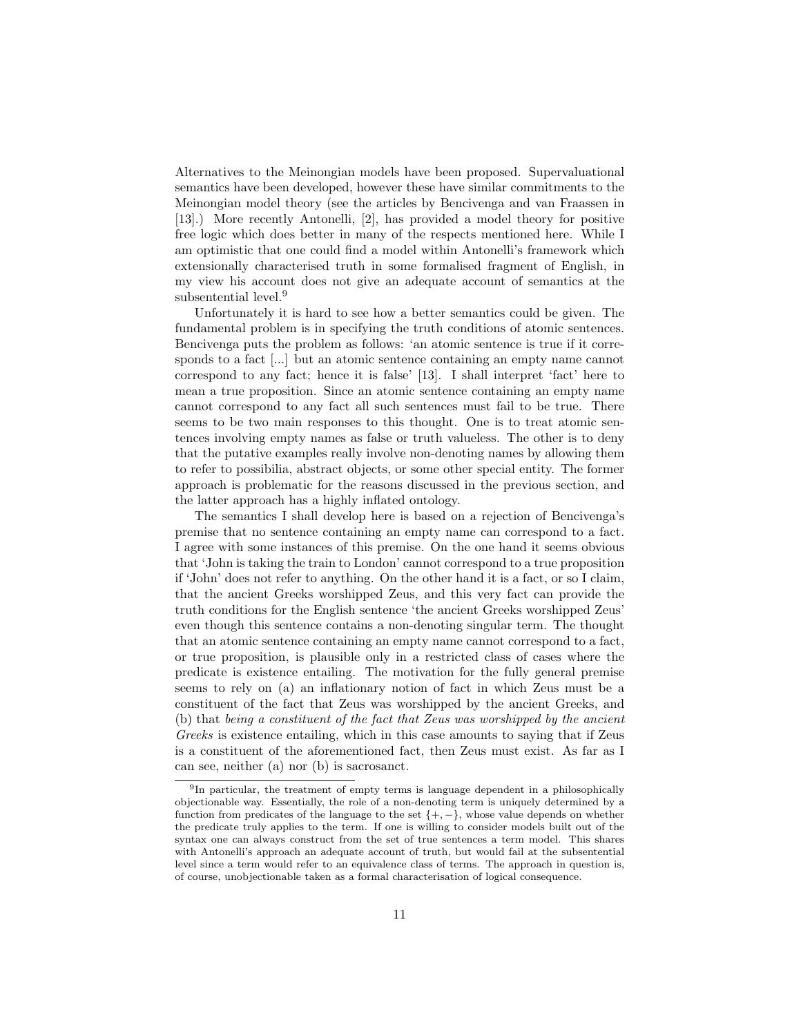Alternatives to the Meinongian models have been proposed. Supervaluational semantics have been developed, however these have similar commitments to the Meinongian model theory (see the articles by Bencivenga and van Fraassen in [13].) More recently Antonelli, [2], has provided a model theory for positive free logic which does better in many of the respects mentioned here. While I am optimistic that one could find a model within Antonelli's framework which extensionally characterised truth in some formalised fragment of English, in my view his account does not give an adequate account of semantics at the subsentential level.[9]

Unfortunately it is hard to see how a better semantics could be given. The fundamental problem is in specifying the truth conditions of atomic sentences. Bencivenga puts the problem as follows: 'an atomic sentence is true if it corresponds to a fact [...] but an atomic sentence containing an empty name cannot correspond to any fact; hence it is false' [13]. I shall interpret 'fact' here to mean a true proposition. Since an atomic sentence containing an empty name cannot correspond to any fact all such sentences must fail to be true. There seems to be two main responses to this thought. One is to treat atomic sentences involving empty names as false or truth valueless. The other is to deny that the putative examples really involve non-denoting names by allowing them to refer to possibilia, abstract objects, or some other special entity. The former approach is problematic for the reasons discussed in the previous section, and the latter approach has a highly inflated ontology.

The semantics I shall develop here is based on a rejection of Bencivenga's premise that no sentence containing an empty name can correspond to a fact. I agree with some instances of this premise. On the one hand it seems obvious that 'John is taking the train to London' cannot correspond to a true proposition if 'John' does not refer to anything. On the other hand it is a fact, or so I claim, that the ancient Greeks worshipped Zeus, and this very fact can provide the truth conditions for the English sentence 'the ancient Greeks worshipped Zeus' even though this sentence contains a non-denoting singular term. The thought that an atomic sentence containing an empty name cannot correspond to a fact, or true proposition, is plausible only in a restricted class of cases where the predicate is existence entailing. The motivation for the fully general premise seems to rely on (a) an inflationary notion of fact in which Zeus must be a constituent of the fact that Zeus was worshipped by the ancient Greeks, and (b) that *being a constituent of the fact that Zeus was worshipped by the ancient Greeks* is existence entailing, which in this case amounts to saying that if Zeus is a constituent of the aforementioned fact, then Zeus must exist. As far as I can see, neither (a) nor (b) is sacrosanct.

[9]In particular, the treatment of empty terms is language dependent in a philosophically objectionable way. Essentially, the role of a non-denoting term is uniquely determined by a function from predicates of the language to the set $\{+, -\}$, whose value depends on whether the predicate truly applies to the term. If one is willing to consider models built out of the syntax one can always construct from the set of true sentences a term model. This shares with Antonelli's approach an adequate account of truth, but would fail at the subsentential level since a term would refer to an equivalence class of terms. The approach in question is, of course, unobjectionable taken as a formal characterisation of logical consequence.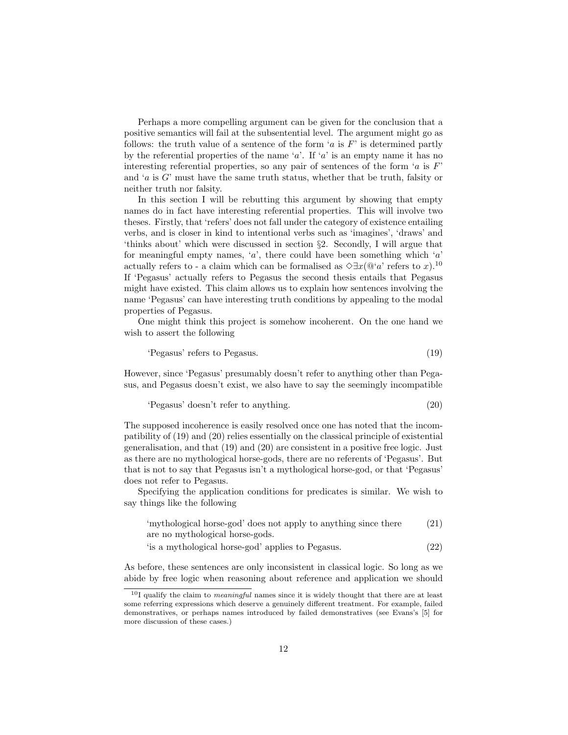Perhaps a more compelling argument can be given for the conclusion that a positive semantics will fail at the subsentential level. The argument might go as follows: the truth value of a sentence of the form '$a$ is $F$' is determined partly by the referential properties of the name '$a$'. If '$a$' is an empty name it has no interesting referential properties, so any pair of sentences of the form '$a$ is $F$' and '$a$ is $G$' must have the same truth status, whether that be truth, falsity or neither truth nor falsity.

In this section I will be rebutting this argument by showing that empty names do in fact have interesting referential properties. This will involve two theses. Firstly, that 'refers' does not fall under the category of existence entailing verbs, and is closer in kind to intentional verbs such as 'imagines', 'draws' and 'thinks about' which were discussed in section §2. Secondly, I will argue that for meaningful empty names, '$a$', there could have been something which '$a$' actually refers to - a claim which can be formalised as $\Diamond\exists x(@`a\text{' refers to } x)$.[10] If 'Pegasus' actually refers to Pegasus the second thesis entails that Pegasus might have existed. This claim allows us to explain how sentences involving the name 'Pegasus' can have interesting truth conditions by appealing to the modal properties of Pegasus.

One might think this project is somehow incoherent. On the one hand we wish to assert the following

$$\text{`Pegasus' refers to Pegasus.} \tag{19}$$

However, since 'Pegasus' presumably doesn't refer to anything other than Pegasus, and Pegasus doesn't exist, we also have to say the seemingly incompatible

$$\text{`Pegasus' doesn't refer to anything.} \tag{20}$$

The supposed incoherence is easily resolved once one has noted that the incompatibility of (19) and (20) relies essentially on the classical principle of existential generalisation, and that (19) and (20) are consistent in a positive free logic. Just as there are no mythological horse-gods, there are no referents of 'Pegasus'. But that is not to say that Pegasus isn't a mythological horse-god, or that 'Pegasus' does not refer to Pegasus.

Specifying the application conditions for predicates is similar. We wish to say things like the following

'mythological horse-god' does not apply to anything since there are no mythological horse-gods. (21)

'is a mythological horse-god' applies to Pegasus. (22)

As before, these sentences are only inconsistent in classical logic. So long as we abide by free logic when reasoning about reference and application we should

[10] I qualify the claim to *meaningful* names since it is widely thought that there are at least some referring expressions which deserve a genuinely different treatment. For example, failed demonstratives, or perhaps names introduced by failed demonstratives (see Evans's [5] for more discussion of these cases.)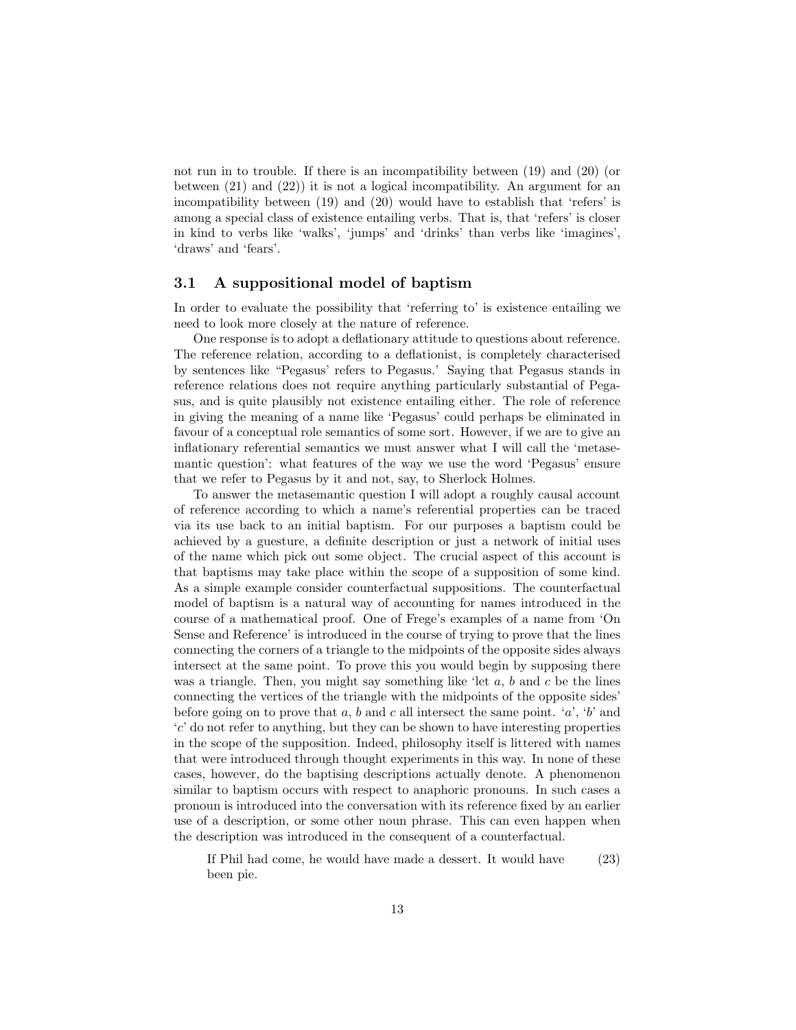not run in to trouble. If there is an incompatibility between (19) and (20) (or between (21) and (22)) it is not a logical incompatibility. An argument for an incompatibility between (19) and (20) would have to establish that 'refers' is among a special class of existence entailing verbs. That is, that 'refers' is closer in kind to verbs like 'walks', 'jumps' and 'drinks' than verbs like 'imagines', 'draws' and 'fears'.

### 3.1 A suppositional model of baptism

In order to evaluate the possibility that 'referring to' is existence entailing we need to look more closely at the nature of reference.

One response is to adopt a deflationary attitude to questions about reference. The reference relation, according to a deflationist, is completely characterised by sentences like "'Pegasus' refers to Pegasus." Saying that Pegasus stands in reference relations does not require anything particularly substantial of Pegasus, and is quite plausibly not existence entailing either. The role of reference in giving the meaning of a name like 'Pegasus' could perhaps be eliminated in favour of a conceptual role semantics of some sort. However, if we are to give an inflationary referential semantics we must answer what I will call the 'metasemantic question': what features of the way we use the word 'Pegasus' ensure that we refer to Pegasus by it and not, say, to Sherlock Holmes.

To answer the metasemantic question I will adopt a roughly causal account of reference according to which a name's referential properties can be traced via its use back to an initial baptism. For our purposes a baptism could be achieved by a guesture, a definite description or just a network of initial uses of the name which pick out some object. The crucial aspect of this account is that baptisms may take place within the scope of a supposition of some kind. As a simple example consider counterfactual suppositions. The counterfactual model of baptism is a natural way of accounting for names introduced in the course of a mathematical proof. One of Frege's examples of a name from 'On Sense and Reference' is introduced in the course of trying to prove that the lines connecting the corners of a triangle to the midpoints of the opposite sides always intersect at the same point. To prove this you would begin by supposing there was a triangle. Then, you might say something like 'let $a$, $b$ and $c$ be the lines connecting the vertices of the triangle with the midpoints of the opposite sides' before going on to prove that $a$, $b$ and $c$ all intersect the same point. '$a$', '$b$' and '$c$' do not refer to anything, but they can be shown to have interesting properties in the scope of the supposition. Indeed, philosophy itself is littered with names that were introduced through thought experiments in this way. In none of these cases, however, do the baptising descriptions actually denote. A phenomenon similar to baptism occurs with respect to anaphoric pronouns. In such cases a pronoun is introduced into the conversation with its reference fixed by an earlier use of a description, or some other noun phrase. This can even happen when the description was introduced in the consequent of a counterfactual.

> If Phil had come, he would have made a dessert. It would have been pie. (23)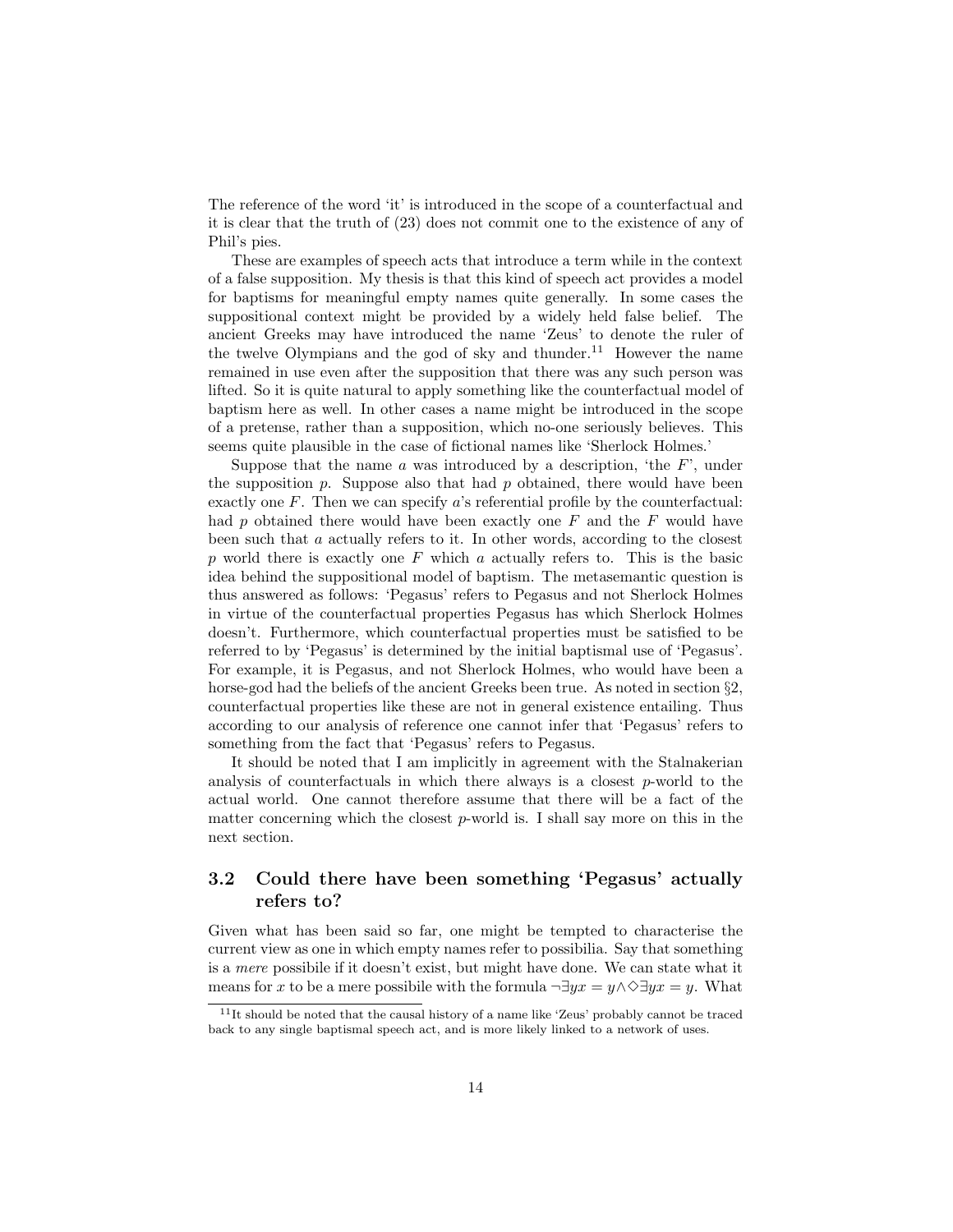The reference of the word 'it' is introduced in the scope of a counterfactual and it is clear that the truth of (23) does not commit one to the existence of any of Phil's pies.

These are examples of speech acts that introduce a term while in the context of a false supposition. My thesis is that this kind of speech act provides a model for baptisms for meaningful empty names quite generally. In some cases the suppositional context might be provided by a widely held false belief. The ancient Greeks may have introduced the name 'Zeus' to denote the ruler of the twelve Olympians and the god of sky and thunder.[11] However the name remained in use even after the supposition that there was any such person was lifted. So it is quite natural to apply something like the counterfactual model of baptism here as well. In other cases a name might be introduced in the scope of a pretense, rather than a supposition, which no-one seriously believes. This seems quite plausible in the case of fictional names like 'Sherlock Holmes.'

Suppose that the name $a$ was introduced by a description, 'the $F$', under the supposition $p$. Suppose also that had $p$ obtained, there would have been exactly one $F$. Then we can specify $a$'s referential profile by the counterfactual: had $p$ obtained there would have been exactly one $F$ and the $F$ would have been such that $a$ actually refers to it. In other words, according to the closest $p$ world there is exactly one $F$ which $a$ actually refers to. This is the basic idea behind the suppositional model of baptism. The metasemantic question is thus answered as follows: 'Pegasus' refers to Pegasus and not Sherlock Holmes in virtue of the counterfactual properties Pegasus has which Sherlock Holmes doesn't. Furthermore, which counterfactual properties must be satisfied to be referred to by 'Pegasus' is determined by the initial baptismal use of 'Pegasus'. For example, it is Pegasus, and not Sherlock Holmes, who would have been a horse-god had the beliefs of the ancient Greeks been true. As noted in section §2, counterfactual properties like these are not in general existence entailing. Thus according to our analysis of reference one cannot infer that 'Pegasus' refers to something from the fact that 'Pegasus' refers to Pegasus.

It should be noted that I am implicitly in agreement with the Stalnakerian analysis of counterfactuals in which there always is a closest $p$-world to the actual world. One cannot therefore assume that there will be a fact of the matter concerning which the closest $p$-world is. I shall say more on this in the next section.

### 3.2 Could there have been something 'Pegasus' actually refers to?

Given what has been said so far, one might be tempted to characterise the current view as one in which empty names refer to possibilia. Say that something is a *mere* possibile if it doesn't exist, but might have done. We can state what it means for $x$ to be a mere possibile with the formula $\neg\exists y x = y \wedge \Diamond\exists y x = y$. What

[11] It should be noted that the causal history of a name like 'Zeus' probably cannot be traced back to any single baptismal speech act, and is more likely linked to a network of uses.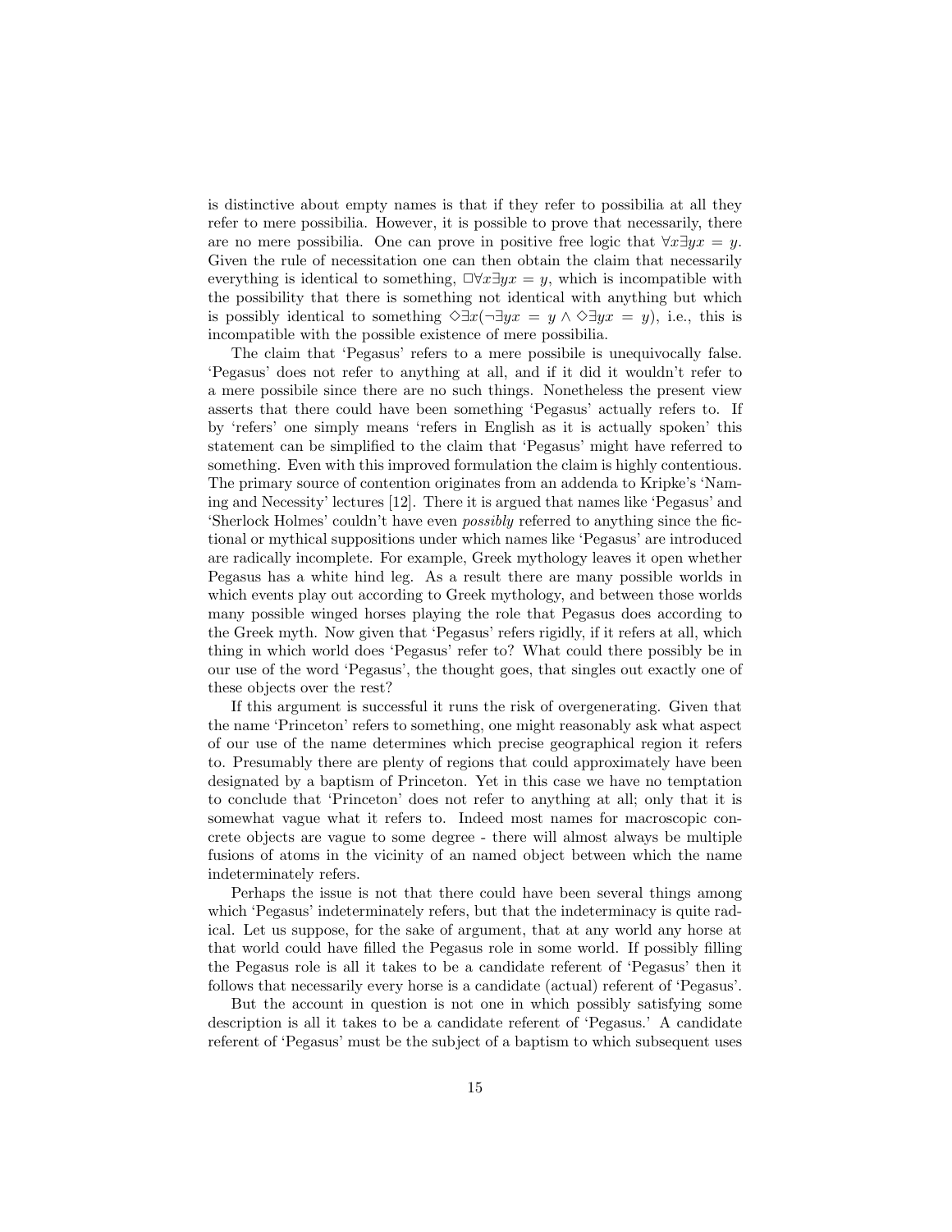is distinctive about empty names is that if they refer to possibilia at all they refer to mere possibilia. However, it is possible to prove that necessarily, there are no mere possibilia. One can prove in positive free logic that $\forall x \exists y x = y$. Given the rule of necessitation one can then obtain the claim that necessarily everything is identical to something, $\Box\forall x \exists y x = y$, which is incompatible with the possibility that there is something not identical with anything but which is possibly identical to something $\Diamond\exists x(\neg\exists y x = y \wedge \Diamond\exists y x = y)$, i.e., this is incompatible with the possible existence of mere possibilia.

The claim that 'Pegasus' refers to a mere possibile is unequivocally false. 'Pegasus' does not refer to anything at all, and if it did it wouldn't refer to a mere possibile since there are no such things. Nonetheless the present view asserts that there could have been something 'Pegasus' actually refers to. If by 'refers' one simply means 'refers in English as it is actually spoken' this statement can be simplified to the claim that 'Pegasus' might have referred to something. Even with this improved formulation the claim is highly contentious. The primary source of contention originates from an addenda to Kripke's 'Naming and Necessity' lectures [12]. There it is argued that names like 'Pegasus' and 'Sherlock Holmes' couldn't have even *possibly* referred to anything since the fictional or mythical suppositions under which names like 'Pegasus' are introduced are radically incomplete. For example, Greek mythology leaves it open whether Pegasus has a white hind leg. As a result there are many possible worlds in which events play out according to Greek mythology, and between those worlds many possible winged horses playing the role that Pegasus does according to the Greek myth. Now given that 'Pegasus' refers rigidly, if it refers at all, which thing in which world does 'Pegasus' refer to? What could there possibly be in our use of the word 'Pegasus', the thought goes, that singles out exactly one of these objects over the rest?

If this argument is successful it runs the risk of overgenerating. Given that the name 'Princeton' refers to something, one might reasonably ask what aspect of our use of the name determines which precise geographical region it refers to. Presumably there are plenty of regions that could approximately have been designated by a baptism of Princeton. Yet in this case we have no temptation to conclude that 'Princeton' does not refer to anything at all; only that it is somewhat vague what it refers to. Indeed most names for macroscopic concrete objects are vague to some degree - there will almost always be multiple fusions of atoms in the vicinity of an named object between which the name indeterminately refers.

Perhaps the issue is not that there could have been several things among which 'Pegasus' indeterminately refers, but that the indeterminacy is quite radical. Let us suppose, for the sake of argument, that at any world any horse at that world could have filled the Pegasus role in some world. If possibly filling the Pegasus role is all it takes to be a candidate referent of 'Pegasus' then it follows that necessarily every horse is a candidate (actual) referent of 'Pegasus'.

But the account in question is not one in which possibly satisfying some description is all it takes to be a candidate referent of 'Pegasus.' A candidate referent of 'Pegasus' must be the subject of a baptism to which subsequent uses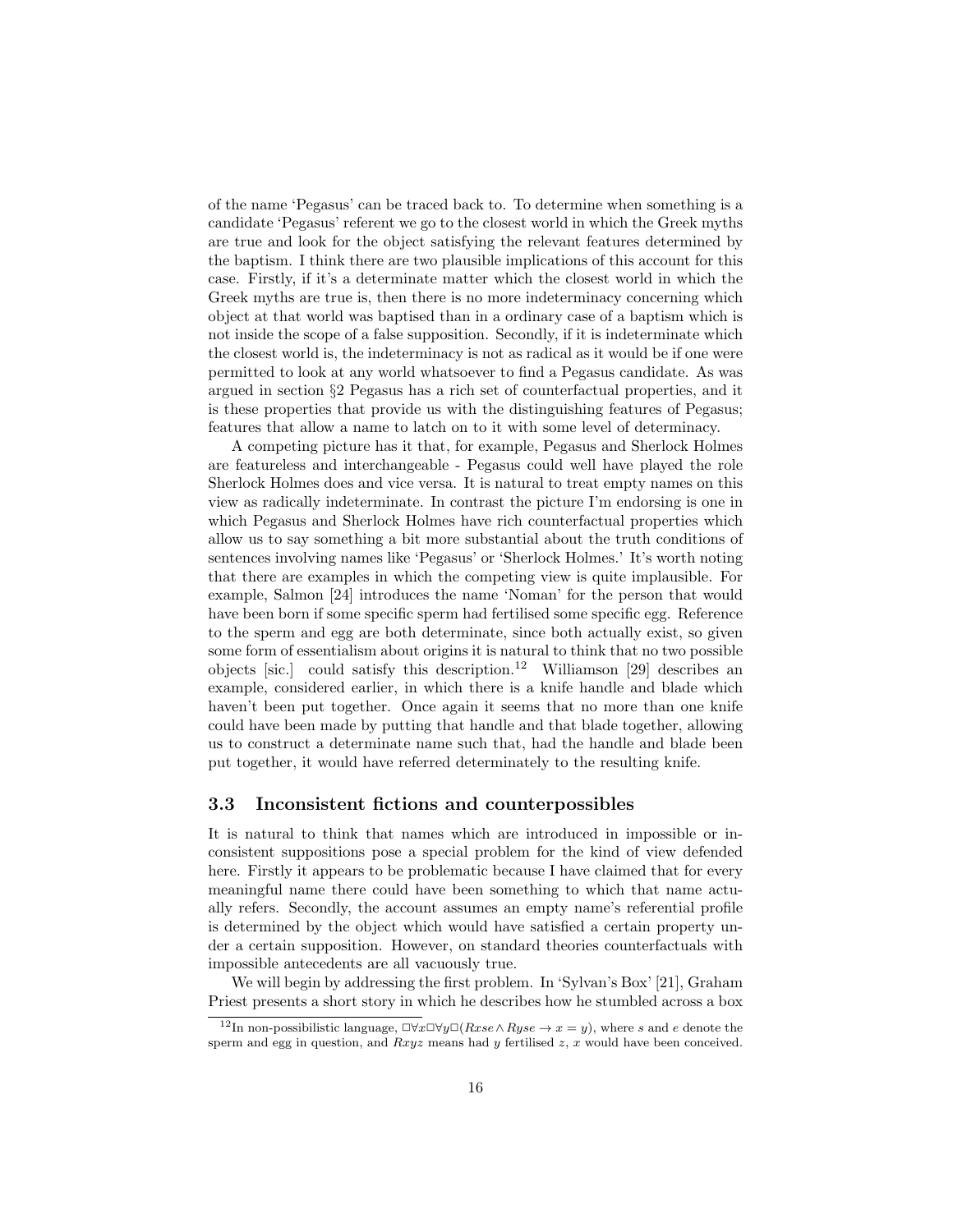of the name 'Pegasus' can be traced back to. To determine when something is a candidate 'Pegasus' referent we go to the closest world in which the Greek myths are true and look for the object satisfying the relevant features determined by the baptism. I think there are two plausible implications of this account for this case. Firstly, if it's a determinate matter which the closest world in which the Greek myths are true is, then there is no more indeterminacy concerning which object at that world was baptised than in a ordinary case of a baptism which is not inside the scope of a false supposition. Secondly, if it is indeterminate which the closest world is, the indeterminacy is not as radical as it would be if one were permitted to look at any world whatsoever to find a Pegasus candidate. As was argued in section §2 Pegasus has a rich set of counterfactual properties, and it is these properties that provide us with the distinguishing features of Pegasus; features that allow a name to latch on to it with some level of determinacy.

A competing picture has it that, for example, Pegasus and Sherlock Holmes are featureless and interchangeable - Pegasus could well have played the role Sherlock Holmes does and vice versa. It is natural to treat empty names on this view as radically indeterminate. In contrast the picture I'm endorsing is one in which Pegasus and Sherlock Holmes have rich counterfactual properties which allow us to say something a bit more substantial about the truth conditions of sentences involving names like 'Pegasus' or 'Sherlock Holmes.' It's worth noting that there are examples in which the competing view is quite implausible. For example, Salmon [24] introduces the name 'Noman' for the person that would have been born if some specific sperm had fertilised some specific egg. Reference to the sperm and egg are both determinate, since both actually exist, so given some form of essentialism about origins it is natural to think that no two possible objects [sic.] could satisfy this description.[12] Williamson [29] describes an example, considered earlier, in which there is a knife handle and blade which haven't been put together. Once again it seems that no more than one knife could have been made by putting that handle and that blade together, allowing us to construct a determinate name such that, had the handle and blade been put together, it would have referred determinately to the resulting knife.

### 3.3 Inconsistent fictions and counterpossibles

It is natural to think that names which are introduced in impossible or inconsistent suppositions pose a special problem for the kind of view defended here. Firstly it appears to be problematic because I have claimed that for every meaningful name there could have been something to which that name actually refers. Secondly, the account assumes an empty name's referential profile is determined by the object which would have satisfied a certain property under a certain supposition. However, on standard theories counterfactuals with impossible antecedents are all vacuously true.

We will begin by addressing the first problem. In 'Sylvan's Box' [21], Graham Priest presents a short story in which he describes how he stumbled across a box

---

[12] In non-possibilistic language, $\Box\forall x\Box\forall y\Box(Rxse \wedge Ryse \rightarrow x = y)$, where $s$ and $e$ denote the sperm and egg in question, and $Rxyz$ means had $y$ fertilised $z$, $x$ would have been conceived.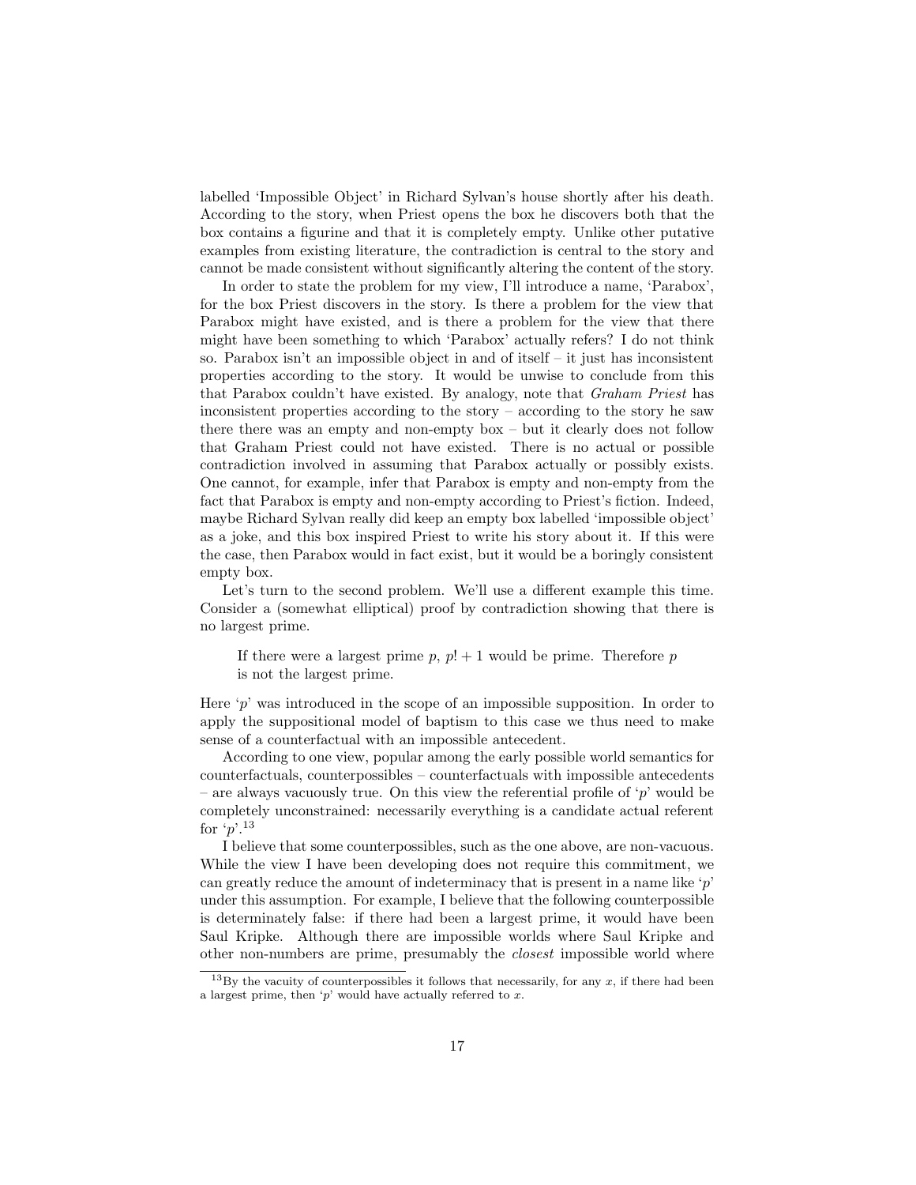labelled 'Impossible Object' in Richard Sylvan's house shortly after his death. According to the story, when Priest opens the box he discovers both that the box contains a figurine and that it is completely empty. Unlike other putative examples from existing literature, the contradiction is central to the story and cannot be made consistent without significantly altering the content of the story.

In order to state the problem for my view, I'll introduce a name, 'Parabox', for the box Priest discovers in the story. Is there a problem for the view that Parabox might have existed, and is there a problem for the view that there might have been something to which 'Parabox' actually refers? I do not think so. Parabox isn't an impossible object in and of itself – it just has inconsistent properties according to the story. It would be unwise to conclude from this that Parabox couldn't have existed. By analogy, note that *Graham Priest* has inconsistent properties according to the story – according to the story he saw there there was an empty and non-empty box – but it clearly does not follow that Graham Priest could not have existed. There is no actual or possible contradiction involved in assuming that Parabox actually or possibly exists. One cannot, for example, infer that Parabox is empty and non-empty from the fact that Parabox is empty and non-empty according to Priest's fiction. Indeed, maybe Richard Sylvan really did keep an empty box labelled 'impossible object' as a joke, and this box inspired Priest to write his story about it. If this were the case, then Parabox would in fact exist, but it would be a boringly consistent empty box.

Let's turn to the second problem. We'll use a different example this time. Consider a (somewhat elliptical) proof by contradiction showing that there is no largest prime.

> If there were a largest prime $p$, $p! + 1$ would be prime. Therefore $p$ is not the largest prime.

Here '$p$' was introduced in the scope of an impossible supposition. In order to apply the suppositional model of baptism to this case we thus need to make sense of a counterfactual with an impossible antecedent.

According to one view, popular among the early possible world semantics for counterfactuals, counterpossibles – counterfactuals with impossible antecedents – are always vacuously true. On this view the referential profile of '$p$' would be completely unconstrained: necessarily everything is a candidate actual referent for '$p$'.[13]

I believe that some counterpossibles, such as the one above, are non-vacuous. While the view I have been developing does not require this commitment, we can greatly reduce the amount of indeterminacy that is present in a name like '$p$' under this assumption. For example, I believe that the following counterpossible is determinately false: if there had been a largest prime, it would have been Saul Kripke. Although there are impossible worlds where Saul Kripke and other non-numbers are prime, presumably the *closest* impossible world where

[13] By the vacuity of counterpossibles it follows that necessarily, for any $x$, if there had been a largest prime, then '$p$' would have actually referred to $x$.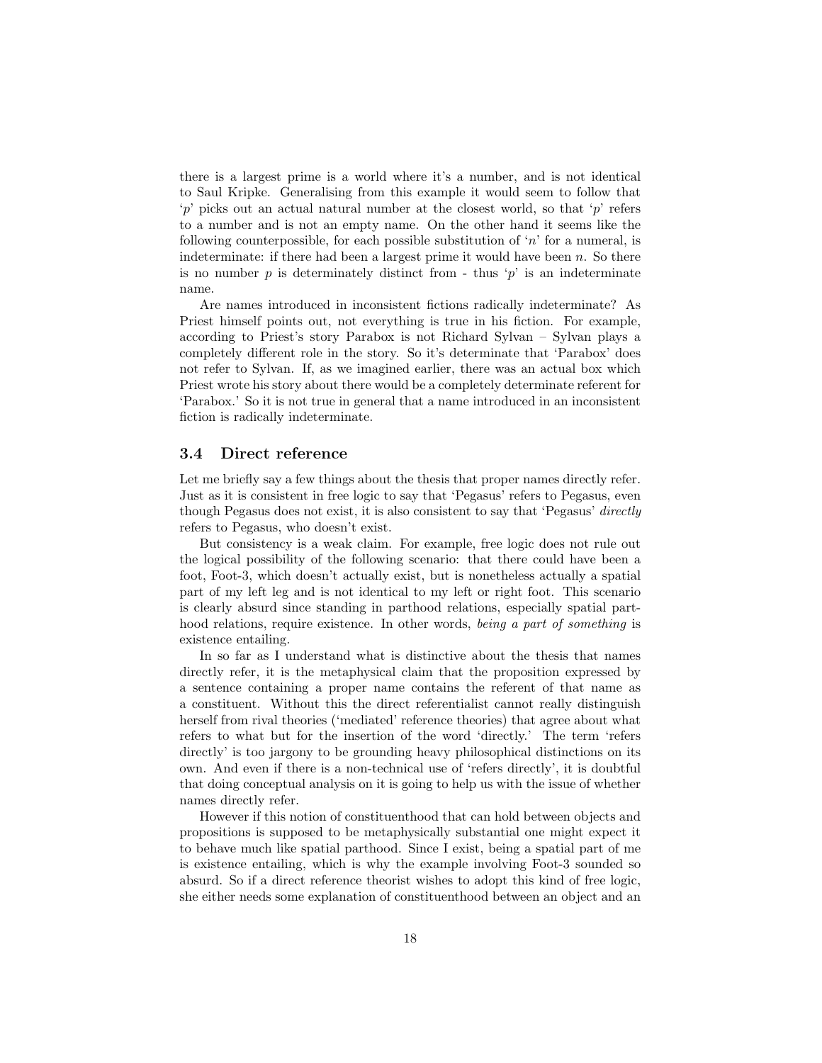there is a largest prime is a world where it's a number, and is not identical to Saul Kripke. Generalising from this example it would seem to follow that '$p$' picks out an actual natural number at the closest world, so that '$p$' refers to a number and is not an empty name. On the other hand it seems like the following counterpossible, for each possible substitution of '$n$' for a numeral, is indeterminate: if there had been a largest prime it would have been $n$. So there is no number $p$ is determinately distinct from - thus '$p$' is an indeterminate name.

Are names introduced in inconsistent fictions radically indeterminate? As Priest himself points out, not everything is true in his fiction. For example, according to Priest's story Parabox is not Richard Sylvan – Sylvan plays a completely different role in the story. So it's determinate that 'Parabox' does not refer to Sylvan. If, as we imagined earlier, there was an actual box which Priest wrote his story about there would be a completely determinate referent for 'Parabox.' So it is not true in general that a name introduced in an inconsistent fiction is radically indeterminate.

### 3.4 Direct reference

Let me briefly say a few things about the thesis that proper names directly refer. Just as it is consistent in free logic to say that 'Pegasus' refers to Pegasus, even though Pegasus does not exist, it is also consistent to say that 'Pegasus' *directly* refers to Pegasus, who doesn't exist.

But consistency is a weak claim. For example, free logic does not rule out the logical possibility of the following scenario: that there could have been a foot, Foot-3, which doesn't actually exist, but is nonetheless actually a spatial part of my left leg and is not identical to my left or right foot. This scenario is clearly absurd since standing in parthood relations, especially spatial parthood relations, require existence. In other words, *being a part of something* is existence entailing.

In so far as I understand what is distinctive about the thesis that names directly refer, it is the metaphysical claim that the proposition expressed by a sentence containing a proper name contains the referent of that name as a constituent. Without this the direct referentialist cannot really distinguish herself from rival theories ('mediated' reference theories) that agree about what refers to what but for the insertion of the word 'directly.' The term 'refers directly' is too jargony to be grounding heavy philosophical distinctions on its own. And even if there is a non-technical use of 'refers directly', it is doubtful that doing conceptual analysis on it is going to help us with the issue of whether names directly refer.

However if this notion of constituenthood that can hold between objects and propositions is supposed to be metaphysically substantial one might expect it to behave much like spatial parthood. Since I exist, being a spatial part of me is existence entailing, which is why the example involving Foot-3 sounded so absurd. So if a direct reference theorist wishes to adopt this kind of free logic, she either needs some explanation of constituenthood between an object and an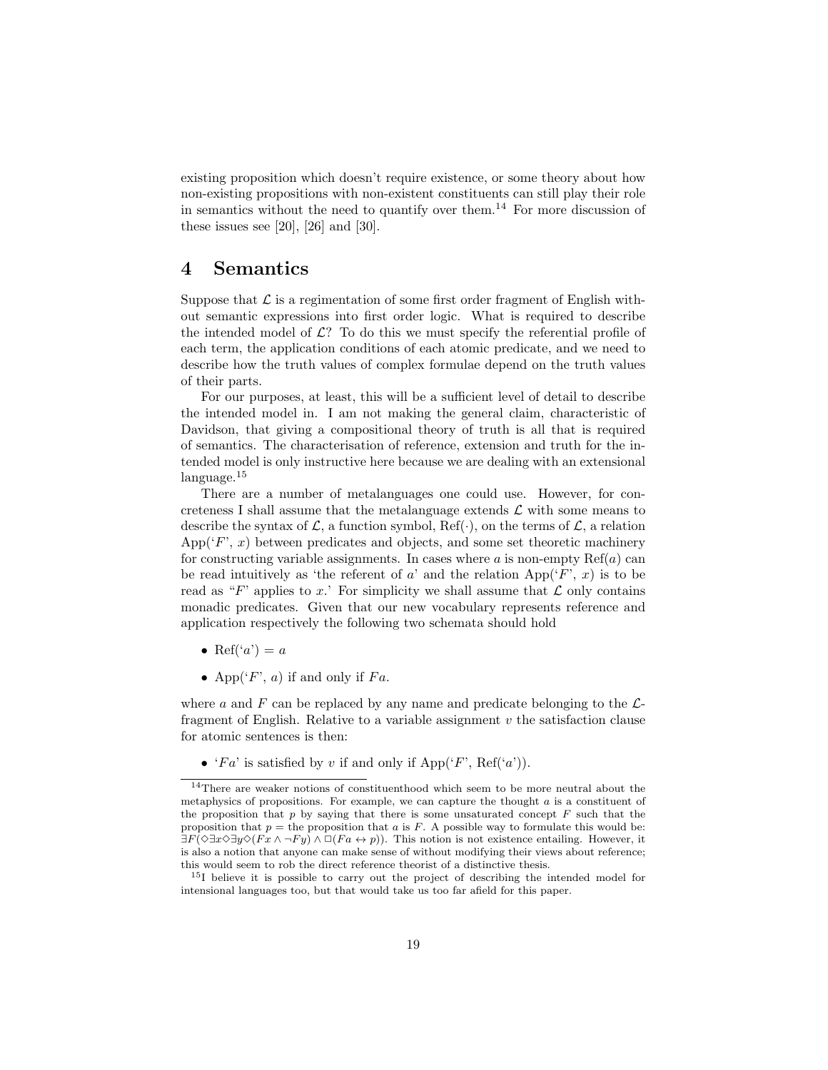existing proposition which doesn't require existence, or some theory about how non-existing propositions with non-existent constituents can still play their role in semantics without the need to quantify over them.[14] For more discussion of these issues see [20], [26] and [30].

# 4 Semantics

Suppose that $\mathcal{L}$ is a regimentation of some first order fragment of English without semantic expressions into first order logic. What is required to describe the intended model of $\mathcal{L}$? To do this we must specify the referential profile of each term, the application conditions of each atomic predicate, and we need to describe how the truth values of complex formulae depend on the truth values of their parts.

For our purposes, at least, this will be a sufficient level of detail to describe the intended model in. I am not making the general claim, characteristic of Davidson, that giving a compositional theory of truth is all that is required of semantics. The characterisation of reference, extension and truth for the intended model is only instructive here because we are dealing with an extensional language.[15]

There are a number of metalanguages one could use. However, for concreteness I shall assume that the metalanguage extends $\mathcal{L}$ with some means to describe the syntax of $\mathcal{L}$, a function symbol, $\mathrm{Ref}(\cdot)$, on the terms of $\mathcal{L}$, a relation $\mathrm{App}(`F', x)$ between predicates and objects, and some set theoretic machinery for constructing variable assignments. In cases where $a$ is non-empty $\mathrm{Ref}(a)$ can be read intuitively as 'the referent of $a$' and the relation $\mathrm{App}(`F', x)$ is to be read as "$F$' applies to $x$.' For simplicity we shall assume that $\mathcal{L}$ only contains monadic predicates. Given that our new vocabulary represents reference and application respectively the following two schemata should hold

- $\mathrm{Ref}(`a') = a$
- $\mathrm{App}(`F', a)$ if and only if $Fa$.

where $a$ and $F$ can be replaced by any name and predicate belonging to the $\mathcal{L}$-fragment of English. Relative to a variable assignment $v$ the satisfaction clause for atomic sentences is then:

- '$Fa$' is satisfied by $v$ if and only if $\mathrm{App}(`F', \mathrm{Ref}(`a'))$.

---

[14] There are weaker notions of constituenthood which seem to be more neutral about the metaphysics of propositions. For example, we can capture the thought $a$ is a constituent of the proposition that $p$ by saying that there is some unsaturated concept $F$ such that the proposition that $p$ = the proposition that $a$ is $F$. A possible way to formulate this would be: $\exists F(\Diamond\exists x\Diamond\exists y\Diamond(Fx \wedge \neg Fy) \wedge \Box(Fa \leftrightarrow p))$. This notion is not existence entailing. However, it is also a notion that anyone can make sense of without modifying their views about reference; this would seem to rob the direct reference theorist of a distinctive thesis.

[15] I believe it is possible to carry out the project of describing the intended model for intensional languages too, but that would take us too far afield for this paper.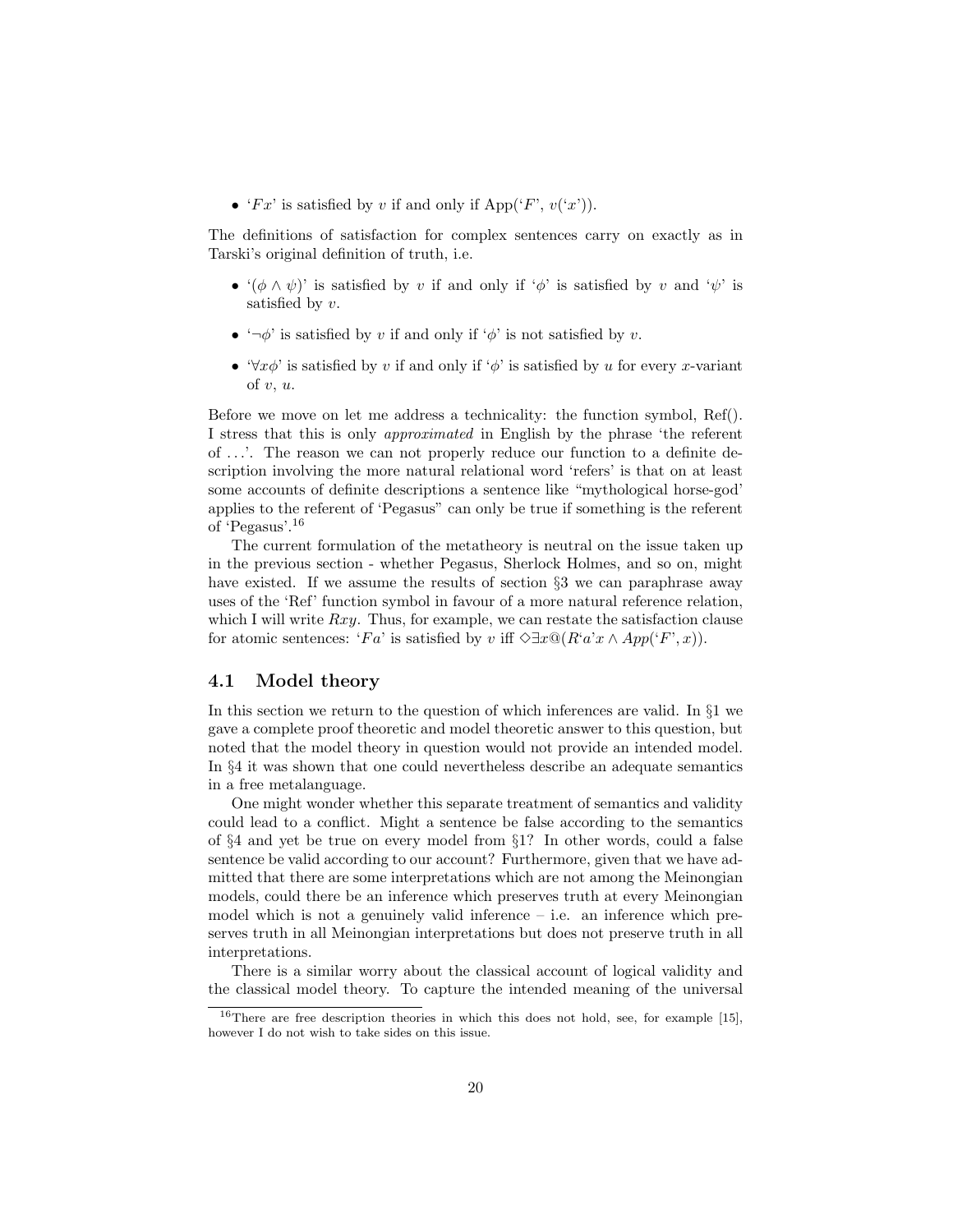- '$Fx$' is satisfied by $v$ if and only if App('$F$', $v$('$x$')).

The definitions of satisfaction for complex sentences carry on exactly as in Tarski's original definition of truth, i.e.

- '$(\phi \wedge \psi)$' is satisfied by $v$ if and only if '$\phi$' is satisfied by $v$ and '$\psi$' is satisfied by $v$.
- '$\neg\phi$' is satisfied by $v$ if and only if '$\phi$' is not satisfied by $v$.
- '$\forall x\phi$' is satisfied by $v$ if and only if '$\phi$' is satisfied by $u$ for every $x$-variant of $v$, $u$.

Before we move on let me address a technicality: the function symbol, Ref(). I stress that this is only *approximated* in English by the phrase 'the referent of …'. The reason we can not properly reduce our function to a definite description involving the more natural relational word 'refers' is that on at least some accounts of definite descriptions a sentence like "'mythological horse-god' applies to the referent of 'Pegasus'" can only be true if something is the referent of 'Pegasus'.[16]

The current formulation of the metatheory is neutral on the issue taken up in the previous section - whether Pegasus, Sherlock Holmes, and so on, might have existed. If we assume the results of section §3 we can paraphrase away uses of the 'Ref' function symbol in favour of a more natural reference relation, which I will write $Rxy$. Thus, for example, we can restate the satisfaction clause for atomic sentences: '$Fa$' is satisfied by $v$ iff $\Diamond\exists x @(R\text{`}a\text{'}x \wedge App(\text{`}F\text{'}, x))$.

## 4.1 Model theory

In this section we return to the question of which inferences are valid. In §1 we gave a complete proof theoretic and model theoretic answer to this question, but noted that the model theory in question would not provide an intended model. In §4 it was shown that one could nevertheless describe an adequate semantics in a free metalanguage.

One might wonder whether this separate treatment of semantics and validity could lead to a conflict. Might a sentence be false according to the semantics of §4 and yet be true on every model from §1? In other words, could a false sentence be valid according to our account? Furthermore, given that we have admitted that there are some interpretations which are not among the Meinongian models, could there be an inference which preserves truth at every Meinongian model which is not a genuinely valid inference – i.e. an inference which preserves truth in all Meinongian interpretations but does not preserve truth in all interpretations.

There is a similar worry about the classical account of logical validity and the classical model theory. To capture the intended meaning of the universal

[16] There are free description theories in which this does not hold, see, for example [15], however I do not wish to take sides on this issue.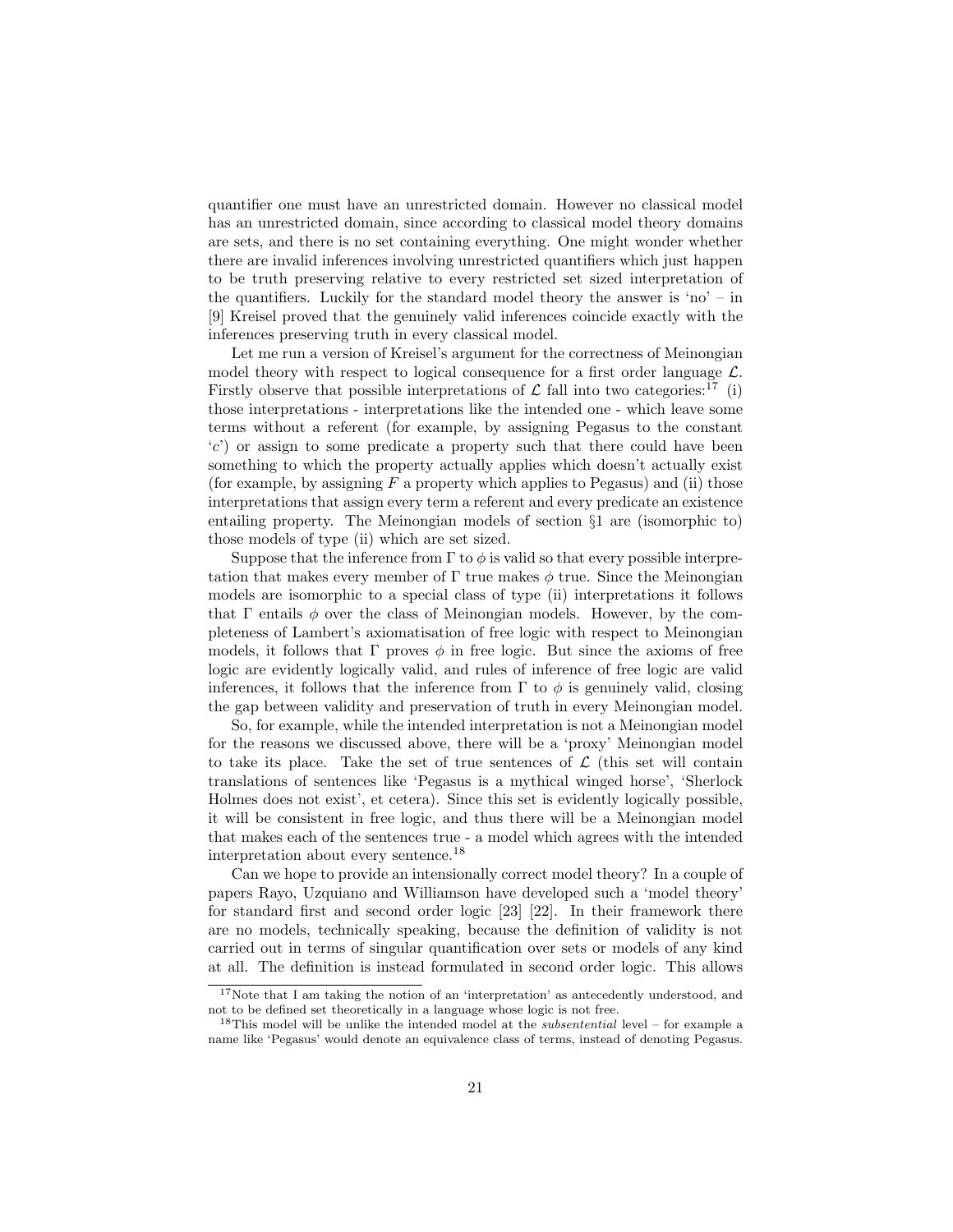quantifier one must have an unrestricted domain. However no classical model has an unrestricted domain, since according to classical model theory domains are sets, and there is no set containing everything. One might wonder whether there are invalid inferences involving unrestricted quantifiers which just happen to be truth preserving relative to every restricted set sized interpretation of the quantifiers. Luckily for the standard model theory the answer is 'no' – in [9] Kreisel proved that the genuinely valid inferences coincide exactly with the inferences preserving truth in every classical model.

Let me run a version of Kreisel's argument for the correctness of Meinongian model theory with respect to logical consequence for a first order language $\mathcal{L}$. Firstly observe that possible interpretations of $\mathcal{L}$ fall into two categories:[17] (i) those interpretations - interpretations like the intended one - which leave some terms without a referent (for example, by assigning Pegasus to the constant '$c$') or assign to some predicate a property such that there could have been something to which the property actually applies which doesn't actually exist (for example, by assigning $F$ a property which applies to Pegasus) and (ii) those interpretations that assign every term a referent and every predicate an existence entailing property. The Meinongian models of section §1 are (isomorphic to) those models of type (ii) which are set sized.

Suppose that the inference from $\Gamma$ to $\phi$ is valid so that every possible interpretation that makes every member of $\Gamma$ true makes $\phi$ true. Since the Meinongian models are isomorphic to a special class of type (ii) interpretations it follows that $\Gamma$ entails $\phi$ over the class of Meinongian models. However, by the completeness of Lambert's axiomatisation of free logic with respect to Meinongian models, it follows that $\Gamma$ proves $\phi$ in free logic. But since the axioms of free logic are evidently logically valid, and rules of inference of free logic are valid inferences, it follows that the inference from $\Gamma$ to $\phi$ is genuinely valid, closing the gap between validity and preservation of truth in every Meinongian model.

So, for example, while the intended interpretation is not a Meinongian model for the reasons we discussed above, there will be a 'proxy' Meinongian model to take its place. Take the set of true sentences of $\mathcal{L}$ (this set will contain translations of sentences like 'Pegasus is a mythical winged horse', 'Sherlock Holmes does not exist', et cetera). Since this set is evidently logically possible, it will be consistent in free logic, and thus there will be a Meinongian model that makes each of the sentences true - a model which agrees with the intended interpretation about every sentence.[18]

Can we hope to provide an intensionally correct model theory? In a couple of papers Rayo, Uzquiano and Williamson have developed such a 'model theory' for standard first and second order logic [23] [22]. In their framework there are no models, technically speaking, because the definition of validity is not carried out in terms of singular quantification over sets or models of any kind at all. The definition is instead formulated in second order logic. This allows

[17] Note that I am taking the notion of an 'interpretation' as antecedently understood, and not to be defined set theoretically in a language whose logic is not free.

[18] This model will be unlike the intended model at the *subsentential* level – for example a name like 'Pegasus' would denote an equivalence class of terms, instead of denoting Pegasus.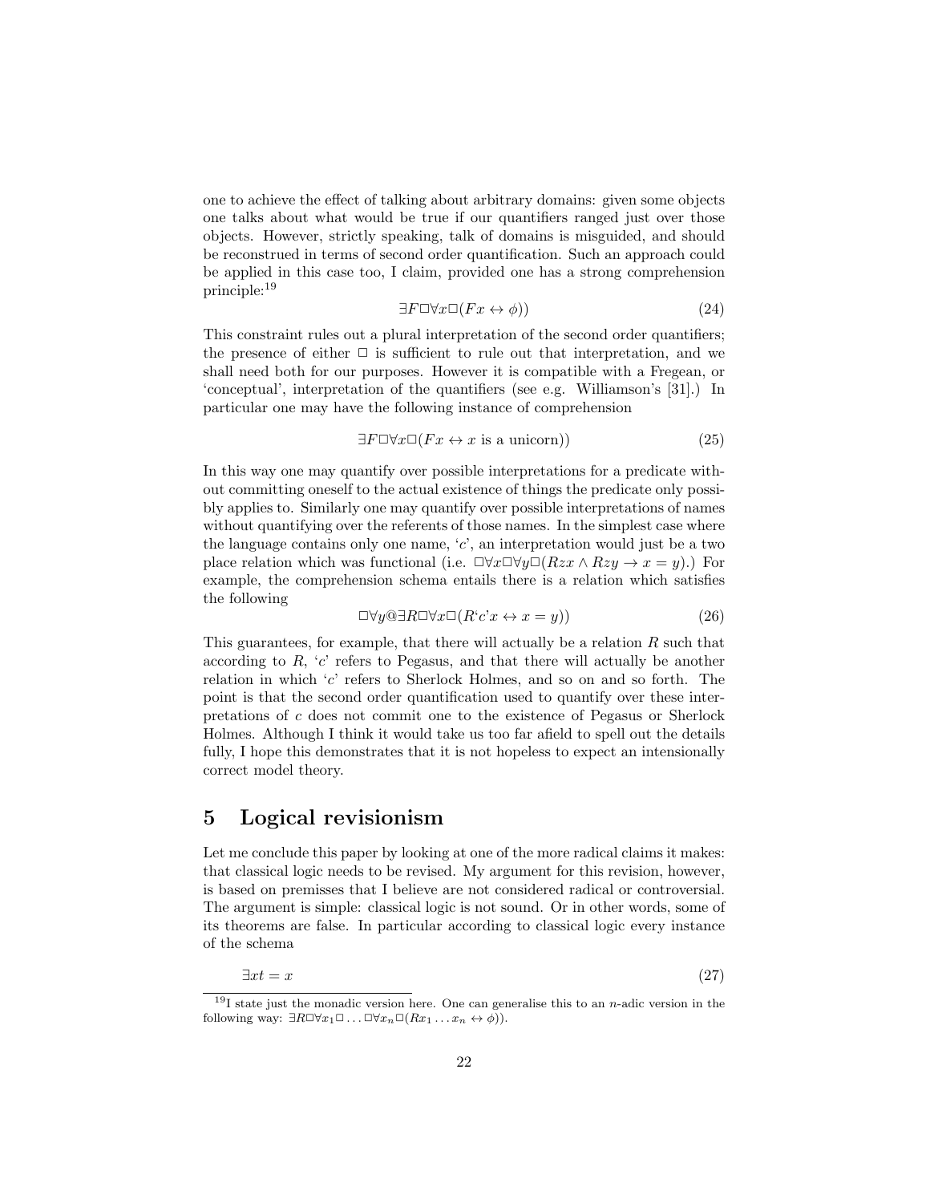one to achieve the effect of talking about arbitrary domains: given some objects one talks about what would be true if our quantifiers ranged just over those objects. However, strictly speaking, talk of domains is misguided, and should be reconstrued in terms of second order quantification. Such an approach could be applied in this case too, I claim, provided one has a strong comprehension principle:[19]

$$\exists F\Box\forall x\Box(Fx \leftrightarrow \phi)) \tag{24}$$

This constraint rules out a plural interpretation of the second order quantifiers; the presence of either $\Box$ is sufficient to rule out that interpretation, and we shall need both for our purposes. However it is compatible with a Fregean, or 'conceptual', interpretation of the quantifiers (see e.g. Williamson's [31].) In particular one may have the following instance of comprehension

$$\exists F\Box\forall x\Box(Fx \leftrightarrow x \text{ is a unicorn})) \tag{25}$$

In this way one may quantify over possible interpretations for a predicate without committing oneself to the actual existence of things the predicate only possibly applies to. Similarly one may quantify over possible interpretations of names without quantifying over the referents of those names. In the simplest case where the language contains only one name, '$c$', an interpretation would just be a two place relation which was functional (i.e. $\Box\forall x\Box\forall y\Box(Rzx \wedge Rzy \to x = y)$.) For example, the comprehension schema entails there is a relation which satisfies the following

$$\Box\forall y @\exists R\Box\forall x\Box(R\text{`}c\text{'}x \leftrightarrow x = y)) \tag{26}$$

This guarantees, for example, that there will actually be a relation $R$ such that according to $R$, '$c$' refers to Pegasus, and that there will actually be another relation in which '$c$' refers to Sherlock Holmes, and so on and so forth. The point is that the second order quantification used to quantify over these interpretations of $c$ does not commit one to the existence of Pegasus or Sherlock Holmes. Although I think it would take us too far afield to spell out the details fully, I hope this demonstrates that it is not hopeless to expect an intensionally correct model theory.

# 5 Logical revisionism

Let me conclude this paper by looking at one of the more radical claims it makes: that classical logic needs to be revised. My argument for this revision, however, is based on premisses that I believe are not considered radical or controversial. The argument is simple: classical logic is not sound. Or in other words, some of its theorems are false. In particular according to classical logic every instance of the schema

$$\exists xt = x \tag{27}$$

[19] I state just the monadic version here. One can generalise this to an $n$-adic version in the following way: $\exists R\Box\forall x_1\Box \ldots \Box\forall x_n\Box(Rx_1 \ldots x_n \leftrightarrow \phi))$.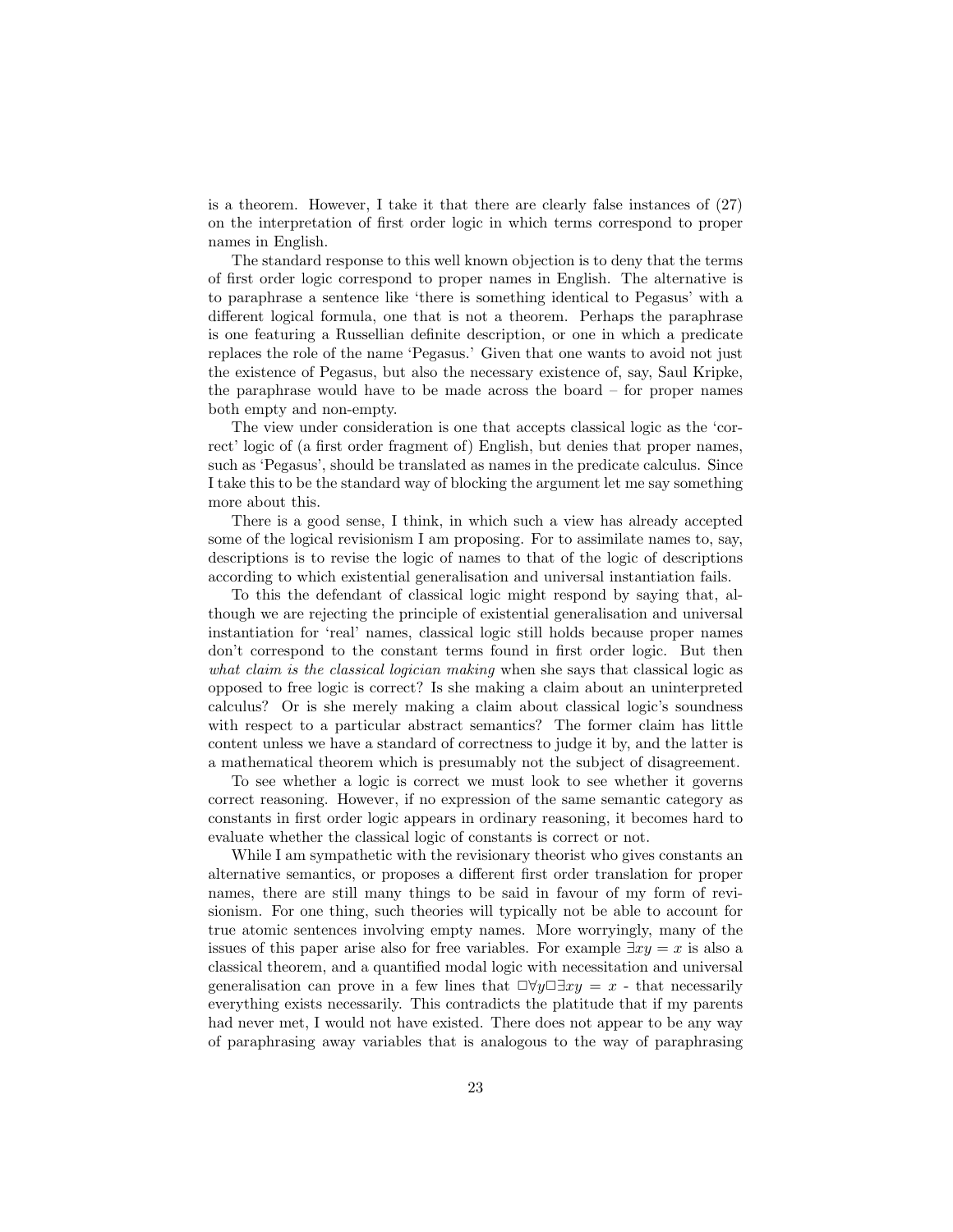is a theorem. However, I take it that there are clearly false instances of (27) on the interpretation of first order logic in which terms correspond to proper names in English.

The standard response to this well known objection is to deny that the terms of first order logic correspond to proper names in English. The alternative is to paraphrase a sentence like 'there is something identical to Pegasus' with a different logical formula, one that is not a theorem. Perhaps the paraphrase is one featuring a Russellian definite description, or one in which a predicate replaces the role of the name 'Pegasus.' Given that one wants to avoid not just the existence of Pegasus, but also the necessary existence of, say, Saul Kripke, the paraphrase would have to be made across the board – for proper names both empty and non-empty.

The view under consideration is one that accepts classical logic as the 'correct' logic of (a first order fragment of) English, but denies that proper names, such as 'Pegasus', should be translated as names in the predicate calculus. Since I take this to be the standard way of blocking the argument let me say something more about this.

There is a good sense, I think, in which such a view has already accepted some of the logical revisionism I am proposing. For to assimilate names to, say, descriptions is to revise the logic of names to that of the logic of descriptions according to which existential generalisation and universal instantiation fails.

To this the defendant of classical logic might respond by saying that, although we are rejecting the principle of existential generalisation and universal instantiation for 'real' names, classical logic still holds because proper names don't correspond to the constant terms found in first order logic. But then *what claim is the classical logician making* when she says that classical logic as opposed to free logic is correct? Is she making a claim about an uninterpreted calculus? Or is she merely making a claim about classical logic's soundness with respect to a particular abstract semantics? The former claim has little content unless we have a standard of correctness to judge it by, and the latter is a mathematical theorem which is presumably not the subject of disagreement.

To see whether a logic is correct we must look to see whether it governs correct reasoning. However, if no expression of the same semantic category as constants in first order logic appears in ordinary reasoning, it becomes hard to evaluate whether the classical logic of constants is correct or not.

While I am sympathetic with the revisionary theorist who gives constants an alternative semantics, or proposes a different first order translation for proper names, there are still many things to be said in favour of my form of revisionism. For one thing, such theories will typically not be able to account for true atomic sentences involving empty names. More worryingly, many of the issues of this paper arise also for free variables. For example $\exists xy = x$ is also a classical theorem, and a quantified modal logic with necessitation and universal generalisation can prove in a few lines that $\Box\forall y\Box\exists xy = x$ - that necessarily everything exists necessarily. This contradicts the platitude that if my parents had never met, I would not have existed. There does not appear to be any way of paraphrasing away variables that is analogous to the way of paraphrasing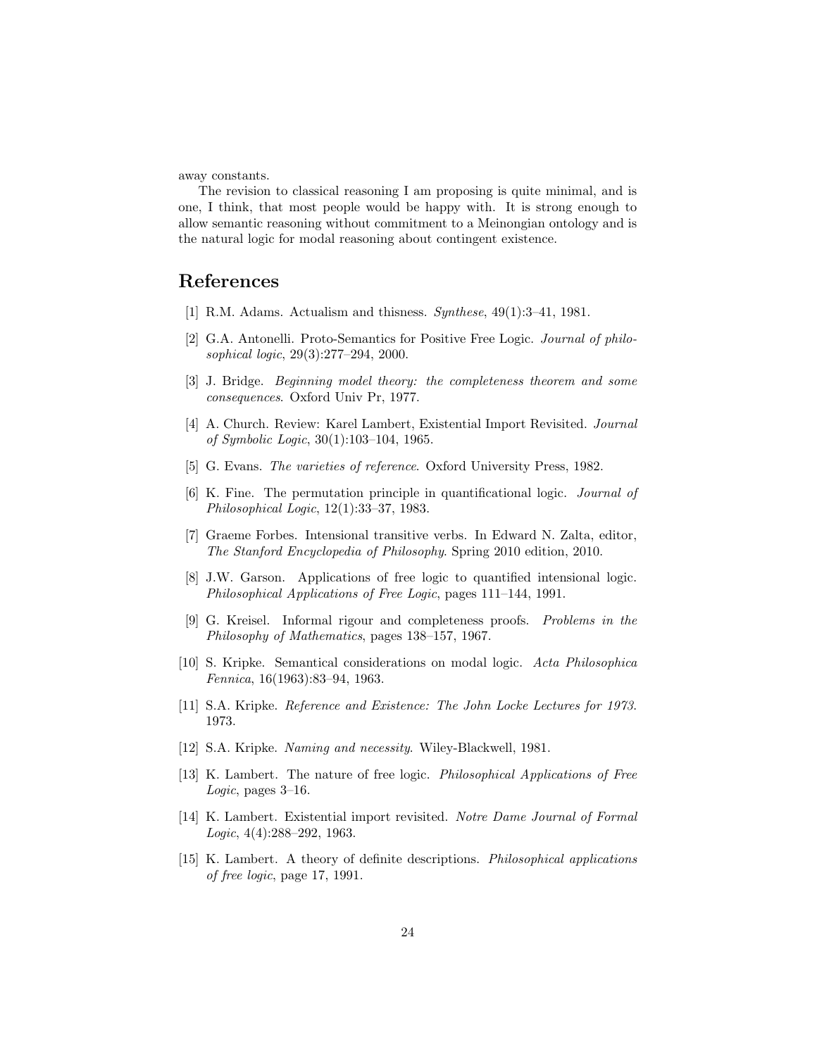away constants.

The revision to classical reasoning I am proposing is quite minimal, and is one, I think, that most people would be happy with. It is strong enough to allow semantic reasoning without commitment to a Meinongian ontology and is the natural logic for modal reasoning about contingent existence.

## References

[1] R.M. Adams. Actualism and thisness. *Synthese*, 49(1):3–41, 1981.

[2] G.A. Antonelli. Proto-Semantics for Positive Free Logic. *Journal of philosophical logic*, 29(3):277–294, 2000.

[3] J. Bridge. *Beginning model theory: the completeness theorem and some consequences*. Oxford Univ Pr, 1977.

[4] A. Church. Review: Karel Lambert, Existential Import Revisited. *Journal of Symbolic Logic*, 30(1):103–104, 1965.

[5] G. Evans. *The varieties of reference*. Oxford University Press, 1982.

[6] K. Fine. The permutation principle in quantificational logic. *Journal of Philosophical Logic*, 12(1):33–37, 1983.

[7] Graeme Forbes. Intensional transitive verbs. In Edward N. Zalta, editor, *The Stanford Encyclopedia of Philosophy*. Spring 2010 edition, 2010.

[8] J.W. Garson. Applications of free logic to quantified intensional logic. *Philosophical Applications of Free Logic*, pages 111–144, 1991.

[9] G. Kreisel. Informal rigour and completeness proofs. *Problems in the Philosophy of Mathematics*, pages 138–157, 1967.

[10] S. Kripke. Semantical considerations on modal logic. *Acta Philosophica Fennica*, 16(1963):83–94, 1963.

[11] S.A. Kripke. *Reference and Existence: The John Locke Lectures for 1973*. 1973.

[12] S.A. Kripke. *Naming and necessity*. Wiley-Blackwell, 1981.

[13] K. Lambert. The nature of free logic. *Philosophical Applications of Free Logic*, pages 3–16.

[14] K. Lambert. Existential import revisited. *Notre Dame Journal of Formal Logic*, 4(4):288–292, 1963.

[15] K. Lambert. A theory of definite descriptions. *Philosophical applications of free logic*, page 17, 1991.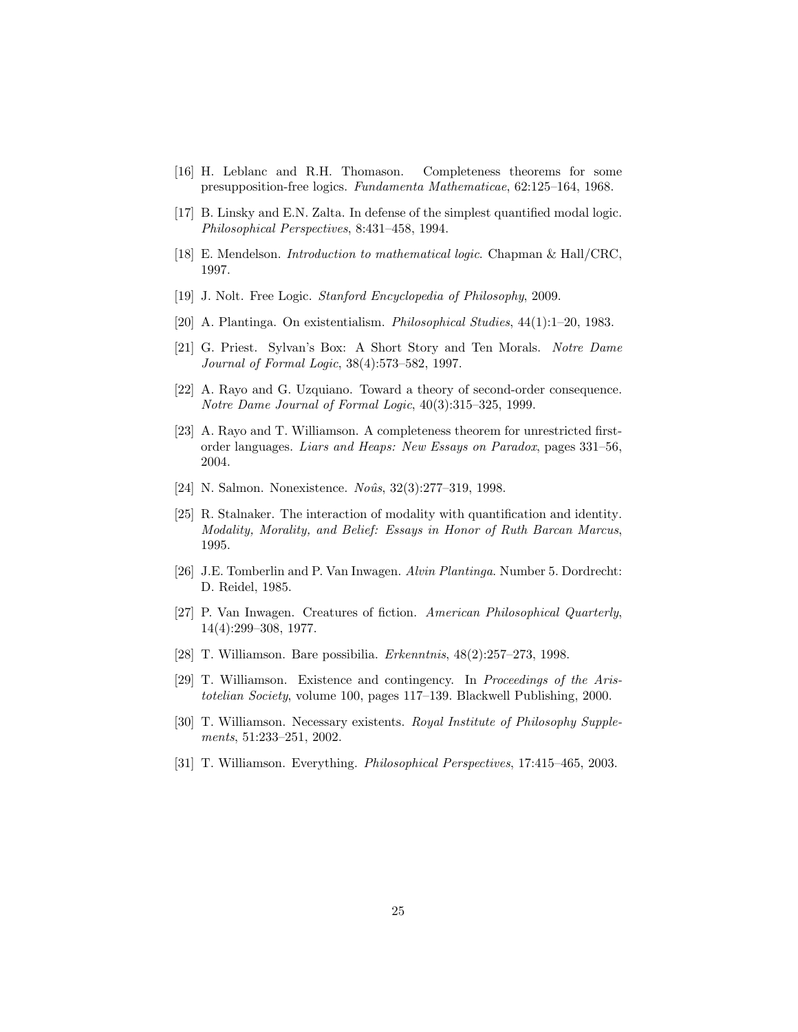[16] H. Leblanc and R.H. Thomason. Completeness theorems for some presupposition-free logics. *Fundamenta Mathematicae*, 62:125–164, 1968.

[17] B. Linsky and E.N. Zalta. In defense of the simplest quantified modal logic. *Philosophical Perspectives*, 8:431–458, 1994.

[18] E. Mendelson. *Introduction to mathematical logic*. Chapman & Hall/CRC, 1997.

[19] J. Nolt. Free Logic. *Stanford Encyclopedia of Philosophy*, 2009.

[20] A. Plantinga. On existentialism. *Philosophical Studies*, 44(1):1–20, 1983.

[21] G. Priest. Sylvan's Box: A Short Story and Ten Morals. *Notre Dame Journal of Formal Logic*, 38(4):573–582, 1997.

[22] A. Rayo and G. Uzquiano. Toward a theory of second-order consequence. *Notre Dame Journal of Formal Logic*, 40(3):315–325, 1999.

[23] A. Rayo and T. Williamson. A completeness theorem for unrestricted first-order languages. *Liars and Heaps: New Essays on Paradox*, pages 331–56, 2004.

[24] N. Salmon. Nonexistence. *Noûs*, 32(3):277–319, 1998.

[25] R. Stalnaker. The interaction of modality with quantification and identity. *Modality, Morality, and Belief: Essays in Honor of Ruth Barcan Marcus*, 1995.

[26] J.E. Tomberlin and P. Van Inwagen. *Alvin Plantinga*. Number 5. Dordrecht: D. Reidel, 1985.

[27] P. Van Inwagen. Creatures of fiction. *American Philosophical Quarterly*, 14(4):299–308, 1977.

[28] T. Williamson. Bare possibilia. *Erkenntnis*, 48(2):257–273, 1998.

[29] T. Williamson. Existence and contingency. In *Proceedings of the Aristotelian Society*, volume 100, pages 117–139. Blackwell Publishing, 2000.

[30] T. Williamson. Necessary existents. *Royal Institute of Philosophy Supplements*, 51:233–251, 2002.

[31] T. Williamson. Everything. *Philosophical Perspectives*, 17:415–465, 2003.